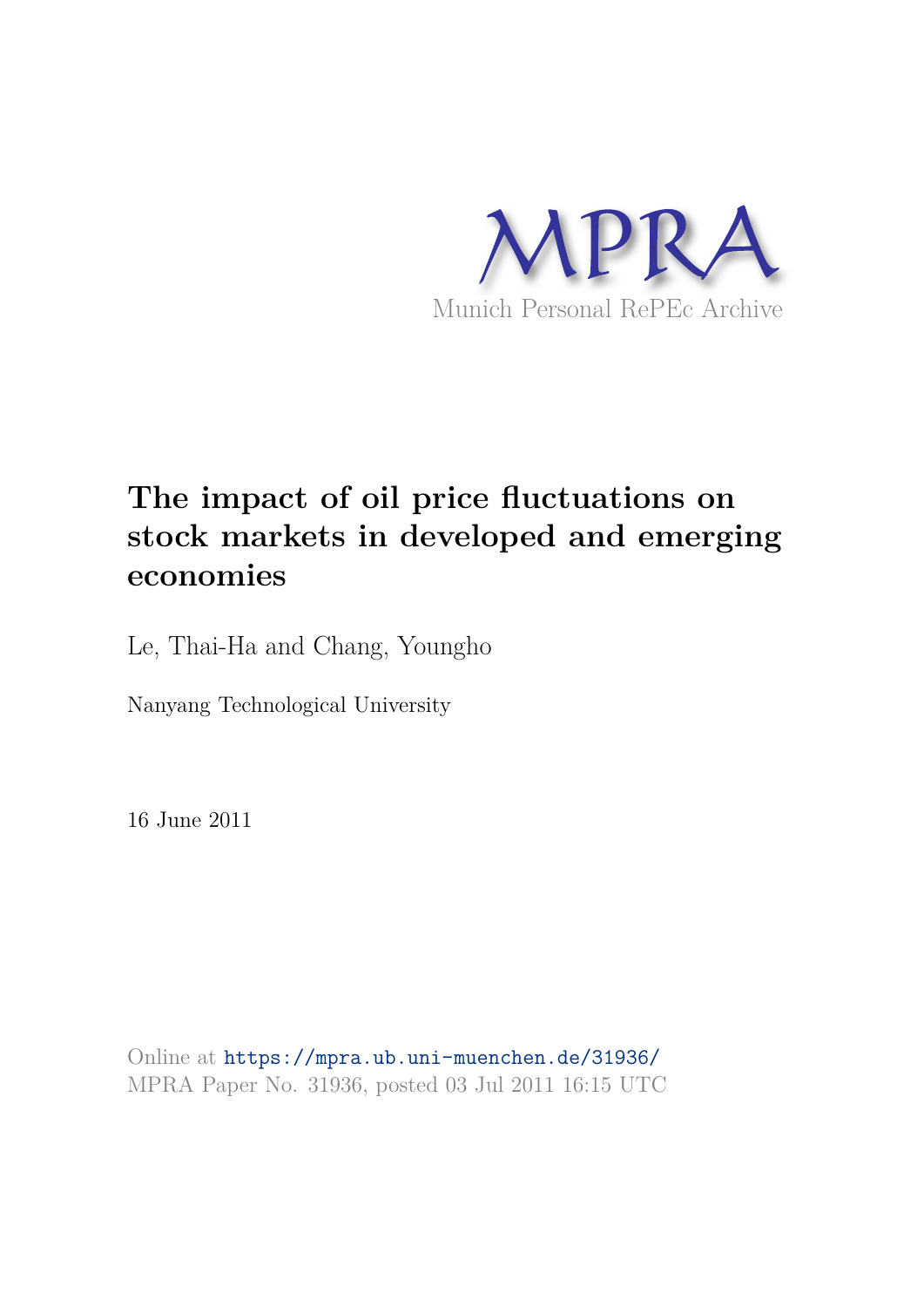# MPRA

Munich Personal RePEc Archive

## The impact of oil price fluctuations on stock markets in developed and emerging economies

Le, Thai-Ha and Chang, Youngho

Nanyang Technological University

16 June 2011

Online at https://mpra.ub.uni-muenchen.de/31936/
MPRA Paper No. 31936, posted 03 Jul 2011 16:15 UTC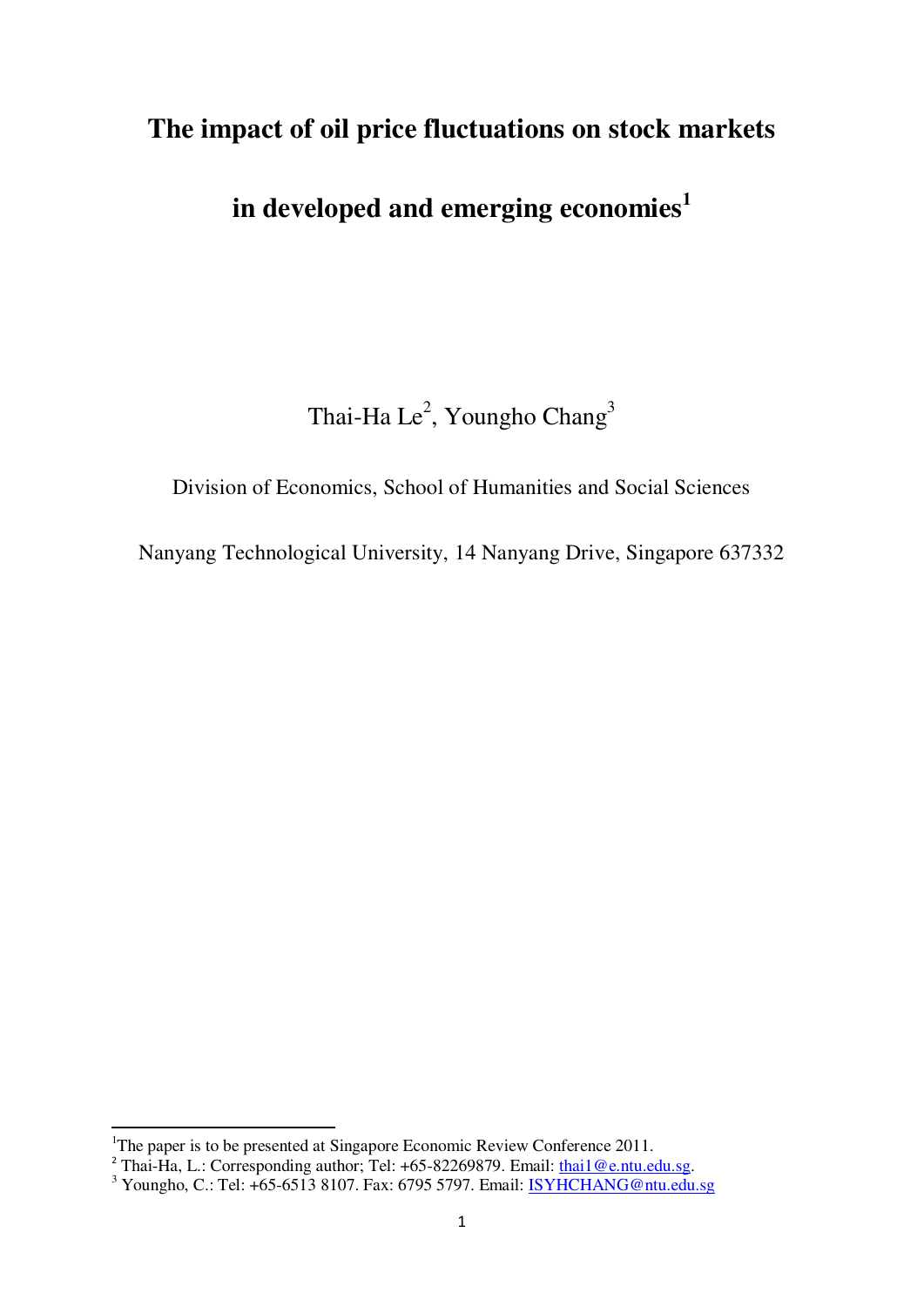# The impact of oil price fluctuations on stock markets in developed and emerging economies[1]

Thai-Ha Le[2], Youngho Chang[3]

Division of Economics, School of Humanities and Social Sciences

Nanyang Technological University, 14 Nanyang Drive, Singapore 637332

---

[1]The paper is to be presented at Singapore Economic Review Conference 2011.

[2] Thai-Ha, L.: Corresponding author; Tel: +65-82269879. Email: thai1@e.ntu.edu.sg.

[3] Youngho, C.: Tel: +65-6513 8107. Fax: 6795 5797. Email: ISYHCHANG@ntu.edu.sg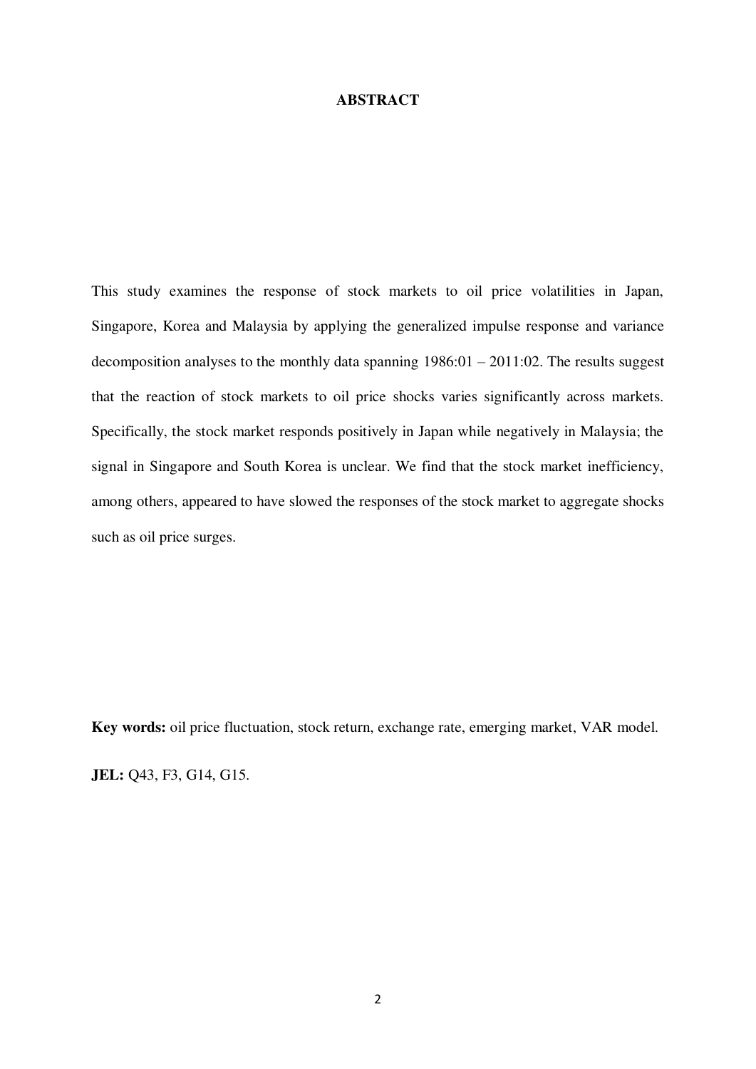## ABSTRACT

This study examines the response of stock markets to oil price volatilities in Japan, Singapore, Korea and Malaysia by applying the generalized impulse response and variance decomposition analyses to the monthly data spanning 1986:01 – 2011:02. The results suggest that the reaction of stock markets to oil price shocks varies significantly across markets. Specifically, the stock market responds positively in Japan while negatively in Malaysia; the signal in Singapore and South Korea is unclear. We find that the stock market inefficiency, among others, appeared to have slowed the responses of the stock market to aggregate shocks such as oil price surges.

**Key words:** oil price fluctuation, stock return, exchange rate, emerging market, VAR model.

**JEL:** Q43, F3, G14, G15.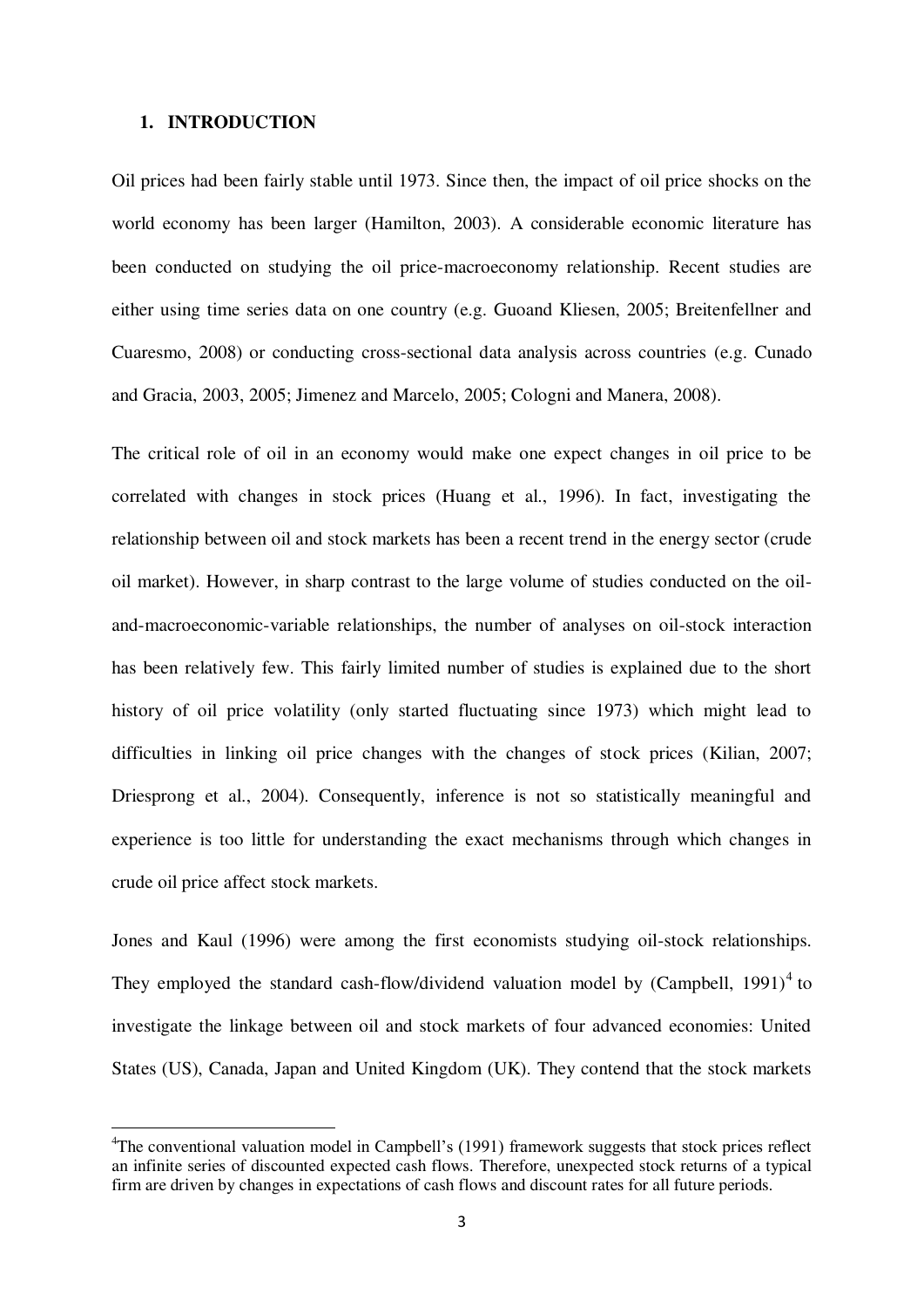## 1. INTRODUCTION

Oil prices had been fairly stable until 1973. Since then, the impact of oil price shocks on the world economy has been larger (Hamilton, 2003). A considerable economic literature has been conducted on studying the oil price-macroeconomy relationship. Recent studies are either using time series data on one country (e.g. Guoand Kliesen, 2005; Breitenfellner and Cuaresmo, 2008) or conducting cross-sectional data analysis across countries (e.g. Cunado and Gracia, 2003, 2005; Jimenez and Marcelo, 2005; Cologni and Manera, 2008).

The critical role of oil in an economy would make one expect changes in oil price to be correlated with changes in stock prices (Huang et al., 1996). In fact, investigating the relationship between oil and stock markets has been a recent trend in the energy sector (crude oil market). However, in sharp contrast to the large volume of studies conducted on the oil-and-macroeconomic-variable relationships, the number of analyses on oil-stock interaction has been relatively few. This fairly limited number of studies is explained due to the short history of oil price volatility (only started fluctuating since 1973) which might lead to difficulties in linking oil price changes with the changes of stock prices (Kilian, 2007; Driesprong et al., 2004). Consequently, inference is not so statistically meaningful and experience is too little for understanding the exact mechanisms through which changes in crude oil price affect stock markets.

Jones and Kaul (1996) were among the first economists studying oil-stock relationships. They employed the standard cash-flow/dividend valuation model by (Campbell, 1991)[4] to investigate the linkage between oil and stock markets of four advanced economies: United States (US), Canada, Japan and United Kingdom (UK). They contend that the stock markets

---

[4]The conventional valuation model in Campbell's (1991) framework suggests that stock prices reflect an infinite series of discounted expected cash flows. Therefore, unexpected stock returns of a typical firm are driven by changes in expectations of cash flows and discount rates for all future periods.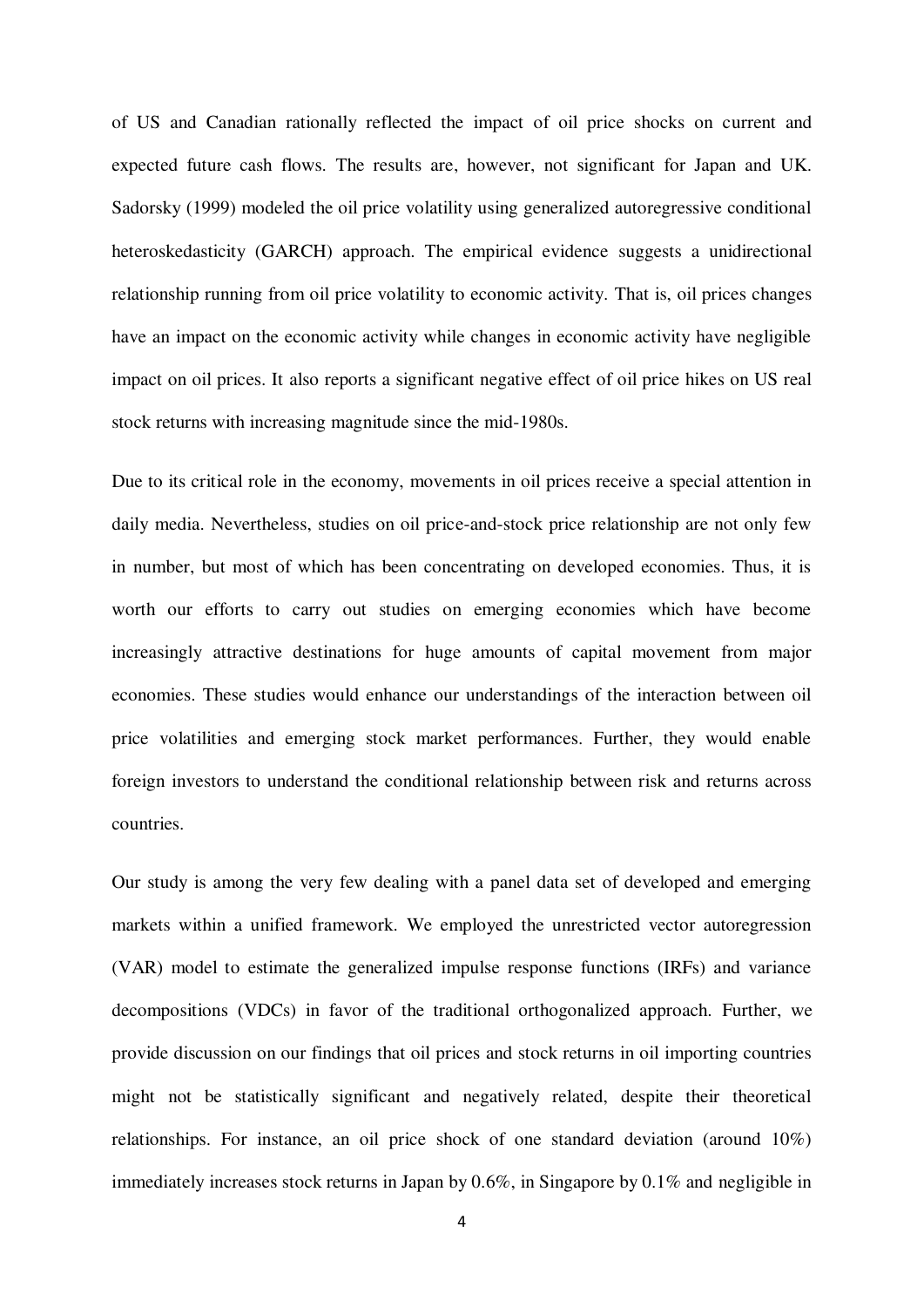of US and Canadian rationally reflected the impact of oil price shocks on current and expected future cash flows. The results are, however, not significant for Japan and UK. Sadorsky (1999) modeled the oil price volatility using generalized autoregressive conditional heteroskedasticity (GARCH) approach. The empirical evidence suggests a unidirectional relationship running from oil price volatility to economic activity. That is, oil prices changes have an impact on the economic activity while changes in economic activity have negligible impact on oil prices. It also reports a significant negative effect of oil price hikes on US real stock returns with increasing magnitude since the mid-1980s.

Due to its critical role in the economy, movements in oil prices receive a special attention in daily media. Nevertheless, studies on oil price-and-stock price relationship are not only few in number, but most of which has been concentrating on developed economies. Thus, it is worth our efforts to carry out studies on emerging economies which have become increasingly attractive destinations for huge amounts of capital movement from major economies. These studies would enhance our understandings of the interaction between oil price volatilities and emerging stock market performances. Further, they would enable foreign investors to understand the conditional relationship between risk and returns across countries.

Our study is among the very few dealing with a panel data set of developed and emerging markets within a unified framework. We employed the unrestricted vector autoregression (VAR) model to estimate the generalized impulse response functions (IRFs) and variance decompositions (VDCs) in favor of the traditional orthogonalized approach. Further, we provide discussion on our findings that oil prices and stock returns in oil importing countries might not be statistically significant and negatively related, despite their theoretical relationships. For instance, an oil price shock of one standard deviation (around 10%) immediately increases stock returns in Japan by 0.6%, in Singapore by 0.1% and negligible in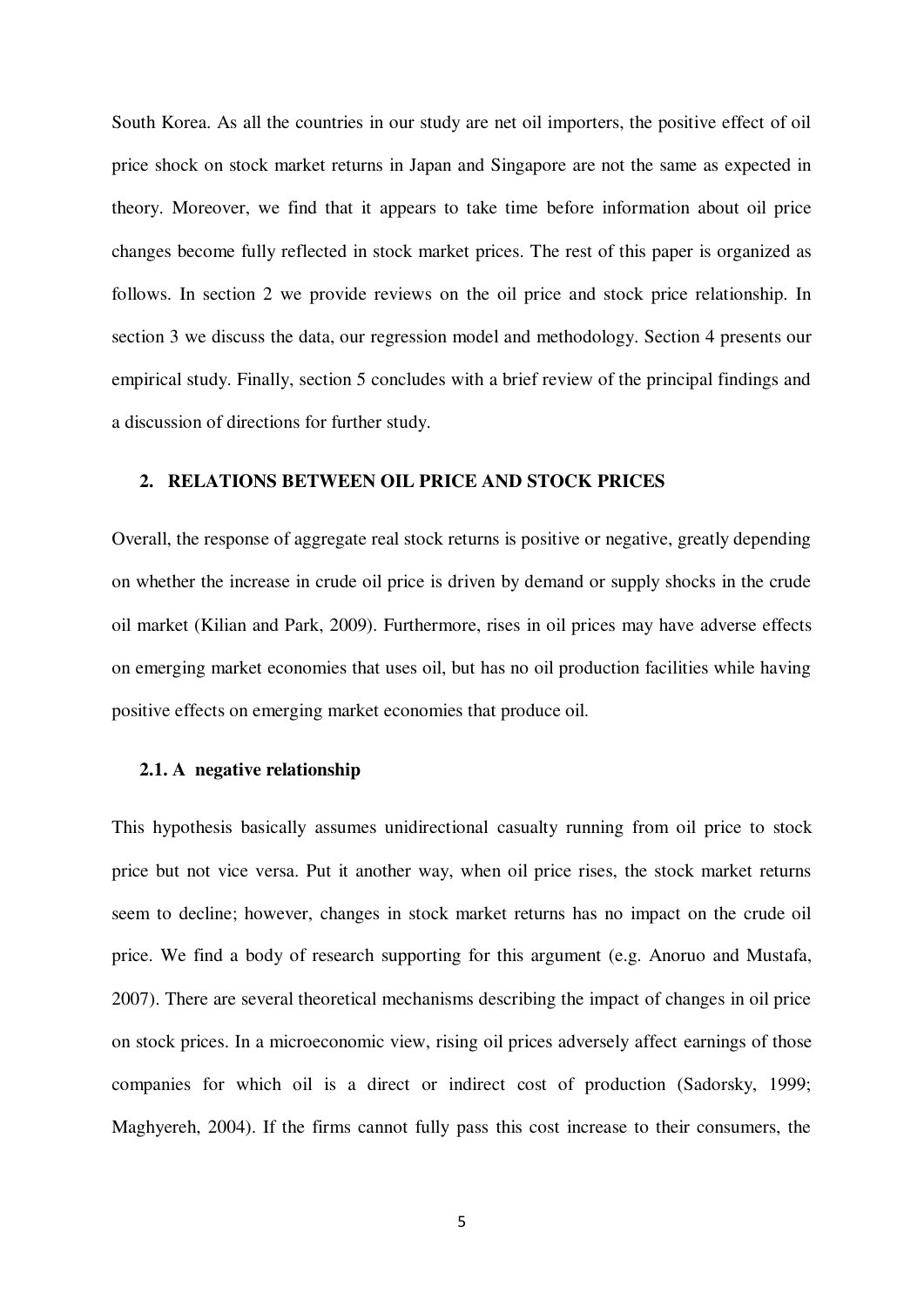South Korea. As all the countries in our study are net oil importers, the positive effect of oil price shock on stock market returns in Japan and Singapore are not the same as expected in theory. Moreover, we find that it appears to take time before information about oil price changes become fully reflected in stock market prices. The rest of this paper is organized as follows. In section 2 we provide reviews on the oil price and stock price relationship. In section 3 we discuss the data, our regression model and methodology. Section 4 presents our empirical study. Finally, section 5 concludes with a brief review of the principal findings and a discussion of directions for further study.

## 2. RELATIONS BETWEEN OIL PRICE AND STOCK PRICES

Overall, the response of aggregate real stock returns is positive or negative, greatly depending on whether the increase in crude oil price is driven by demand or supply shocks in the crude oil market (Kilian and Park, 2009). Furthermore, rises in oil prices may have adverse effects on emerging market economies that uses oil, but has no oil production facilities while having positive effects on emerging market economies that produce oil.

### 2.1. A negative relationship

This hypothesis basically assumes unidirectional casualty running from oil price to stock price but not vice versa. Put it another way, when oil price rises, the stock market returns seem to decline; however, changes in stock market returns has no impact on the crude oil price. We find a body of research supporting for this argument (e.g. Anoruo and Mustafa, 2007). There are several theoretical mechanisms describing the impact of changes in oil price on stock prices. In a microeconomic view, rising oil prices adversely affect earnings of those companies for which oil is a direct or indirect cost of production (Sadorsky, 1999; Maghyereh, 2004). If the firms cannot fully pass this cost increase to their consumers, the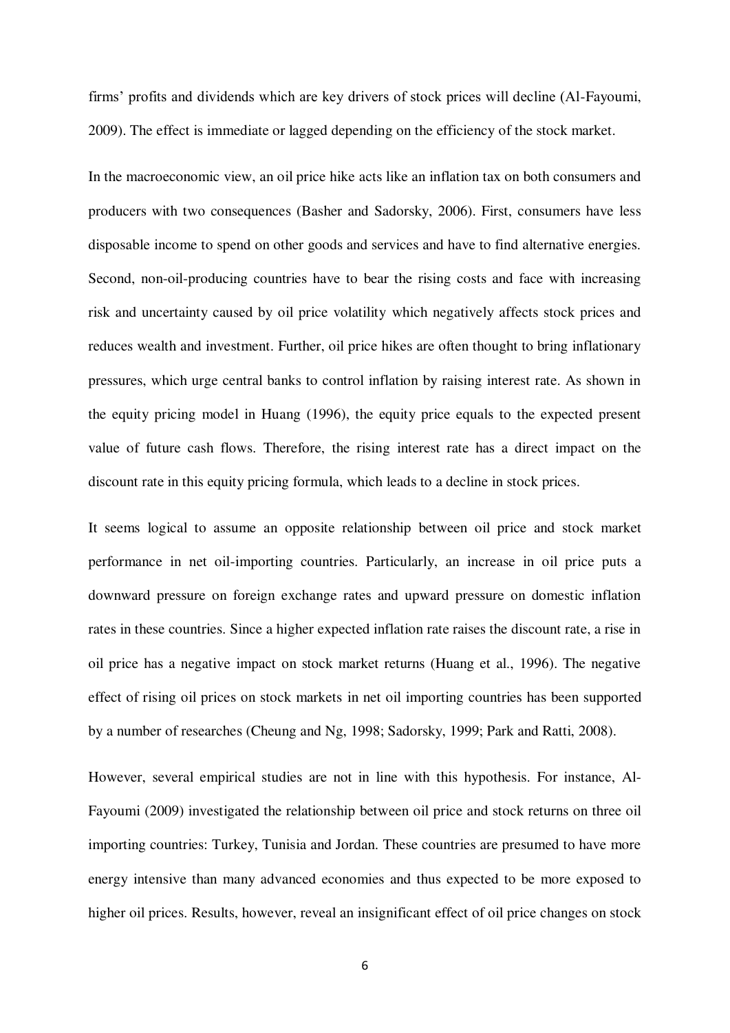firms' profits and dividends which are key drivers of stock prices will decline (Al-Fayoumi, 2009). The effect is immediate or lagged depending on the efficiency of the stock market.

In the macroeconomic view, an oil price hike acts like an inflation tax on both consumers and producers with two consequences (Basher and Sadorsky, 2006). First, consumers have less disposable income to spend on other goods and services and have to find alternative energies. Second, non-oil-producing countries have to bear the rising costs and face with increasing risk and uncertainty caused by oil price volatility which negatively affects stock prices and reduces wealth and investment. Further, oil price hikes are often thought to bring inflationary pressures, which urge central banks to control inflation by raising interest rate. As shown in the equity pricing model in Huang (1996), the equity price equals to the expected present value of future cash flows. Therefore, the rising interest rate has a direct impact on the discount rate in this equity pricing formula, which leads to a decline in stock prices.

It seems logical to assume an opposite relationship between oil price and stock market performance in net oil-importing countries. Particularly, an increase in oil price puts a downward pressure on foreign exchange rates and upward pressure on domestic inflation rates in these countries. Since a higher expected inflation rate raises the discount rate, a rise in oil price has a negative impact on stock market returns (Huang et al., 1996). The negative effect of rising oil prices on stock markets in net oil importing countries has been supported by a number of researches (Cheung and Ng, 1998; Sadorsky, 1999; Park and Ratti, 2008).

However, several empirical studies are not in line with this hypothesis. For instance, Al-Fayoumi (2009) investigated the relationship between oil price and stock returns on three oil importing countries: Turkey, Tunisia and Jordan. These countries are presumed to have more energy intensive than many advanced economies and thus expected to be more exposed to higher oil prices. Results, however, reveal an insignificant effect of oil price changes on stock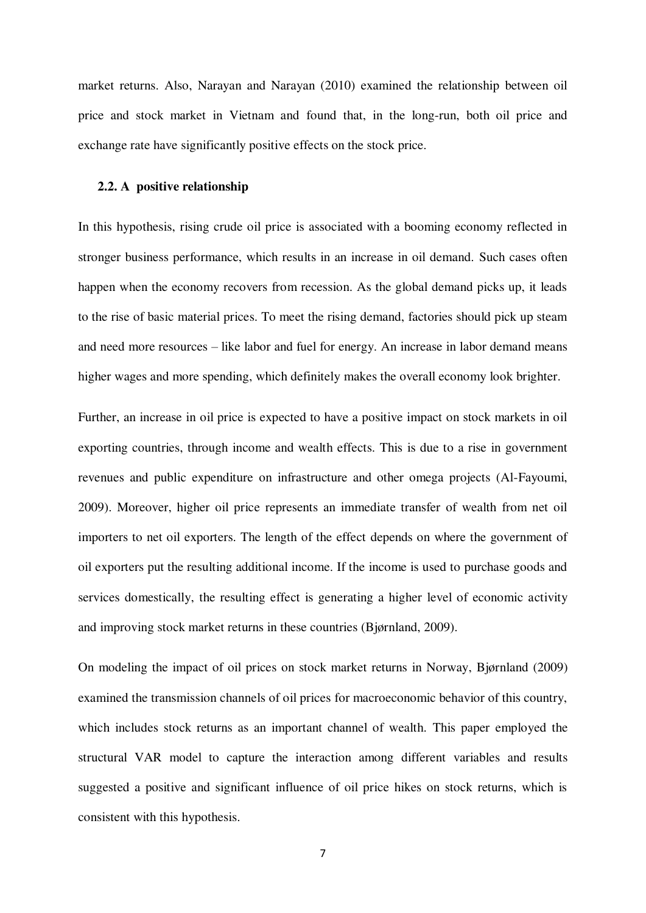market returns. Also, Narayan and Narayan (2010) examined the relationship between oil price and stock market in Vietnam and found that, in the long-run, both oil price and exchange rate have significantly positive effects on the stock price.

### 2.2. A positive relationship

In this hypothesis, rising crude oil price is associated with a booming economy reflected in stronger business performance, which results in an increase in oil demand. Such cases often happen when the economy recovers from recession. As the global demand picks up, it leads to the rise of basic material prices. To meet the rising demand, factories should pick up steam and need more resources – like labor and fuel for energy. An increase in labor demand means higher wages and more spending, which definitely makes the overall economy look brighter.

Further, an increase in oil price is expected to have a positive impact on stock markets in oil exporting countries, through income and wealth effects. This is due to a rise in government revenues and public expenditure on infrastructure and other omega projects (Al-Fayoumi, 2009). Moreover, higher oil price represents an immediate transfer of wealth from net oil importers to net oil exporters. The length of the effect depends on where the government of oil exporters put the resulting additional income. If the income is used to purchase goods and services domestically, the resulting effect is generating a higher level of economic activity and improving stock market returns in these countries (Bjørnland, 2009).

On modeling the impact of oil prices on stock market returns in Norway, Bjørnland (2009) examined the transmission channels of oil prices for macroeconomic behavior of this country, which includes stock returns as an important channel of wealth. This paper employed the structural VAR model to capture the interaction among different variables and results suggested a positive and significant influence of oil price hikes on stock returns, which is consistent with this hypothesis.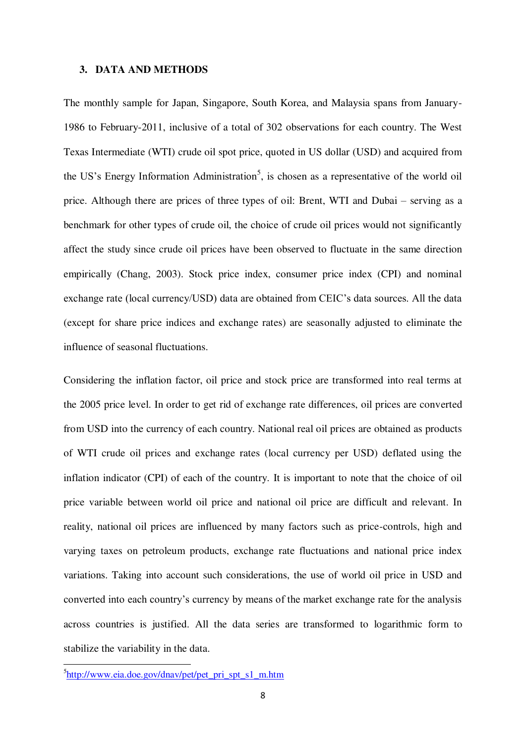### 3. DATA AND METHODS

The monthly sample for Japan, Singapore, South Korea, and Malaysia spans from January-1986 to February-2011, inclusive of a total of 302 observations for each country. The West Texas Intermediate (WTI) crude oil spot price, quoted in US dollar (USD) and acquired from the US's Energy Information Administration[5], is chosen as a representative of the world oil price. Although there are prices of three types of oil: Brent, WTI and Dubai – serving as a benchmark for other types of crude oil, the choice of crude oil prices would not significantly affect the study since crude oil prices have been observed to fluctuate in the same direction empirically (Chang, 2003). Stock price index, consumer price index (CPI) and nominal exchange rate (local currency/USD) data are obtained from CEIC's data sources. All the data (except for share price indices and exchange rates) are seasonally adjusted to eliminate the influence of seasonal fluctuations.

Considering the inflation factor, oil price and stock price are transformed into real terms at the 2005 price level. In order to get rid of exchange rate differences, oil prices are converted from USD into the currency of each country. National real oil prices are obtained as products of WTI crude oil prices and exchange rates (local currency per USD) deflated using the inflation indicator (CPI) of each of the country. It is important to note that the choice of oil price variable between world oil price and national oil price are difficult and relevant. In reality, national oil prices are influenced by many factors such as price-controls, high and varying taxes on petroleum products, exchange rate fluctuations and national price index variations. Taking into account such considerations, the use of world oil price in USD and converted into each country's currency by means of the market exchange rate for the analysis across countries is justified. All the data series are transformed to logarithmic form to stabilize the variability in the data.

[5] http://www.eia.doe.gov/dnav/pet/pet_pri_spt_s1_m.htm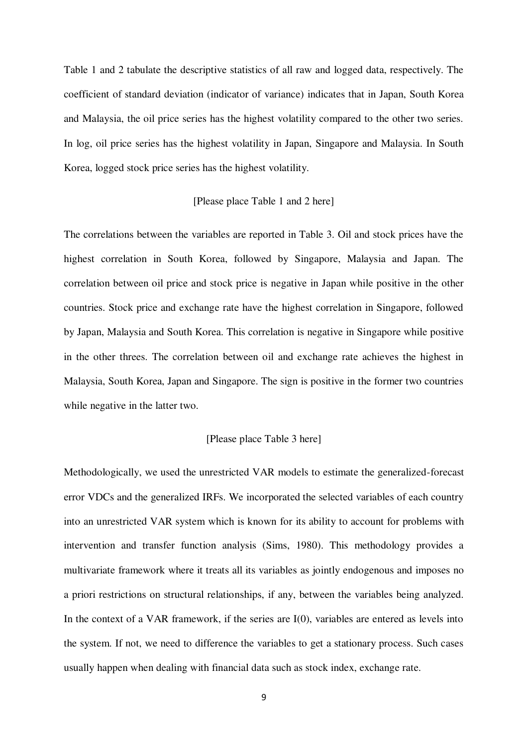Table 1 and 2 tabulate the descriptive statistics of all raw and logged data, respectively. The coefficient of standard deviation (indicator of variance) indicates that in Japan, South Korea and Malaysia, the oil price series has the highest volatility compared to the other two series. In log, oil price series has the highest volatility in Japan, Singapore and Malaysia. In South Korea, logged stock price series has the highest volatility.

[Please place Table 1 and 2 here]

The correlations between the variables are reported in Table 3. Oil and stock prices have the highest correlation in South Korea, followed by Singapore, Malaysia and Japan. The correlation between oil price and stock price is negative in Japan while positive in the other countries. Stock price and exchange rate have the highest correlation in Singapore, followed by Japan, Malaysia and South Korea. This correlation is negative in Singapore while positive in the other threes. The correlation between oil and exchange rate achieves the highest in Malaysia, South Korea, Japan and Singapore. The sign is positive in the former two countries while negative in the latter two.

[Please place Table 3 here]

Methodologically, we used the unrestricted VAR models to estimate the generalized-forecast error VDCs and the generalized IRFs. We incorporated the selected variables of each country into an unrestricted VAR system which is known for its ability to account for problems with intervention and transfer function analysis (Sims, 1980). This methodology provides a multivariate framework where it treats all its variables as jointly endogenous and imposes no a priori restrictions on structural relationships, if any, between the variables being analyzed. In the context of a VAR framework, if the series are I(0), variables are entered as levels into the system. If not, we need to difference the variables to get a stationary process. Such cases usually happen when dealing with financial data such as stock index, exchange rate.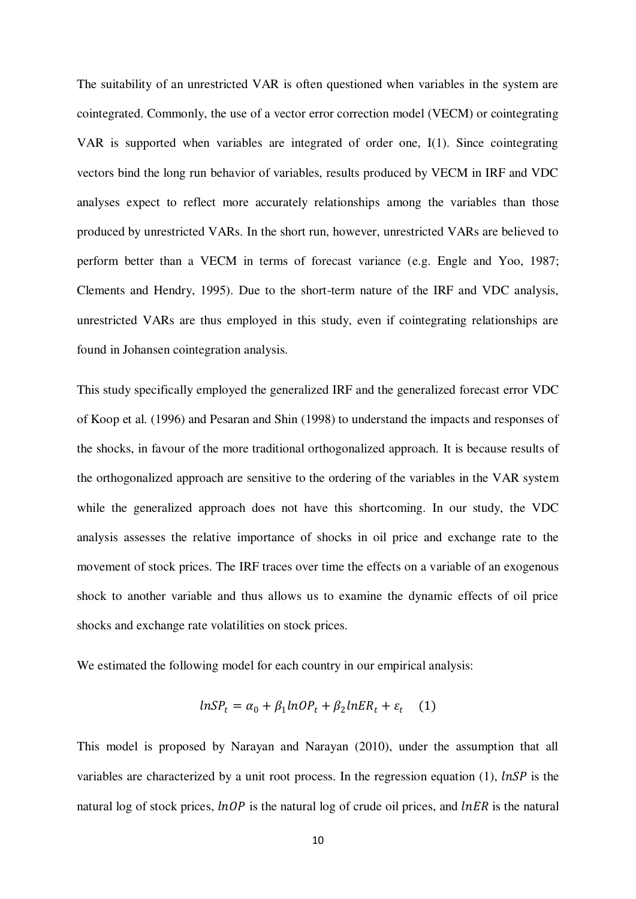The suitability of an unrestricted VAR is often questioned when variables in the system are cointegrated. Commonly, the use of a vector error correction model (VECM) or cointegrating VAR is supported when variables are integrated of order one, I(1). Since cointegrating vectors bind the long run behavior of variables, results produced by VECM in IRF and VDC analyses expect to reflect more accurately relationships among the variables than those produced by unrestricted VARs. In the short run, however, unrestricted VARs are believed to perform better than a VECM in terms of forecast variance (e.g. Engle and Yoo, 1987; Clements and Hendry, 1995). Due to the short-term nature of the IRF and VDC analysis, unrestricted VARs are thus employed in this study, even if cointegrating relationships are found in Johansen cointegration analysis.

This study specifically employed the generalized IRF and the generalized forecast error VDC of Koop et al. (1996) and Pesaran and Shin (1998) to understand the impacts and responses of the shocks, in favour of the more traditional orthogonalized approach. It is because results of the orthogonalized approach are sensitive to the ordering of the variables in the VAR system while the generalized approach does not have this shortcoming. In our study, the VDC analysis assesses the relative importance of shocks in oil price and exchange rate to the movement of stock prices. The IRF traces over time the effects on a variable of an exogenous shock to another variable and thus allows us to examine the dynamic effects of oil price shocks and exchange rate volatilities on stock prices.

We estimated the following model for each country in our empirical analysis:

$$lnSP_t = \alpha_0 + \beta_1 lnOP_t + \beta_2 lnER_t + \varepsilon_t \quad (1)$$

This model is proposed by Narayan and Narayan (2010), under the assumption that all variables are characterized by a unit root process. In the regression equation (1), $lnSP$ is the natural log of stock prices, $lnOP$ is the natural log of crude oil prices, and $lnER$ is the natural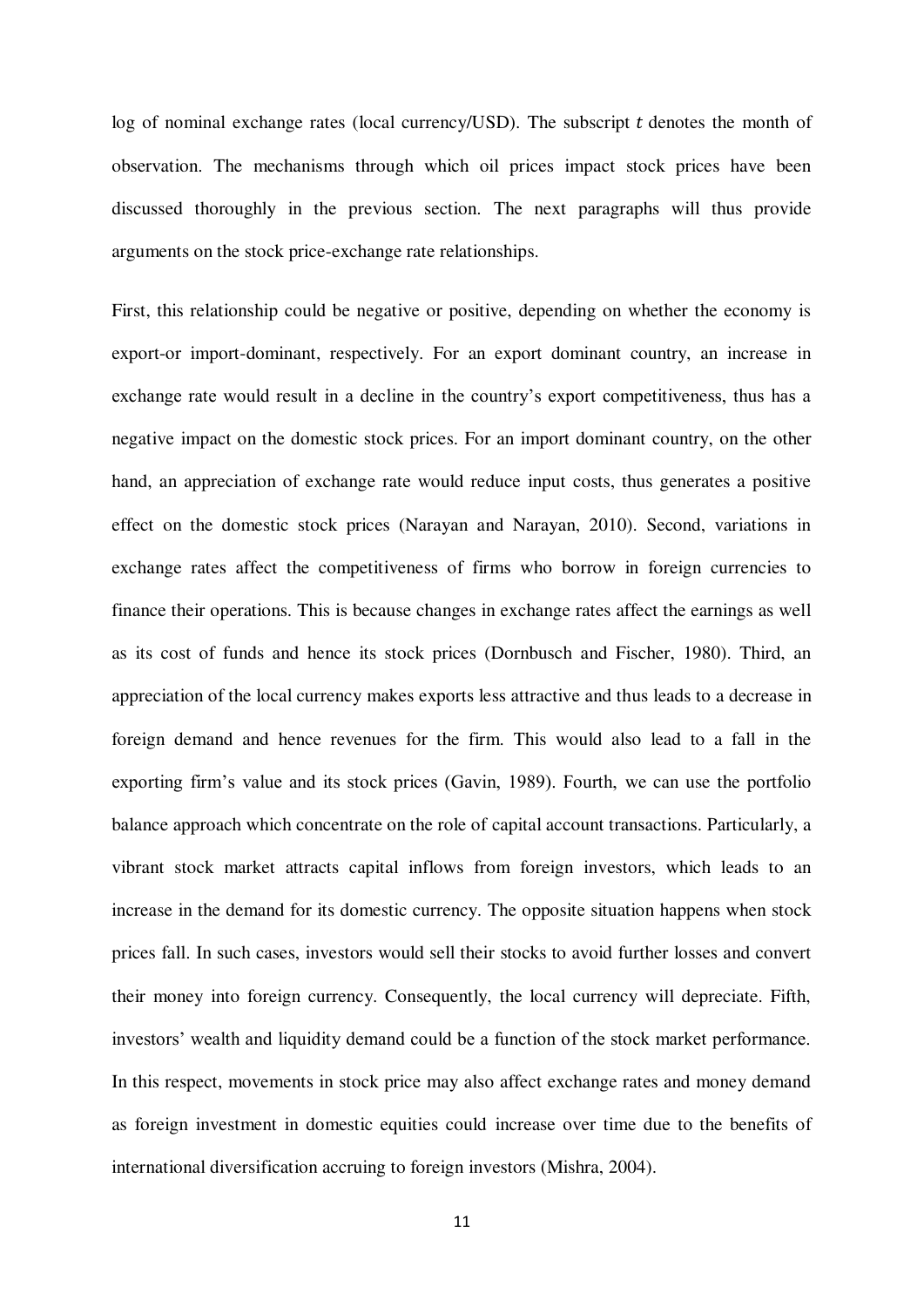log of nominal exchange rates (local currency/USD). The subscript $t$ denotes the month of observation. The mechanisms through which oil prices impact stock prices have been discussed thoroughly in the previous section. The next paragraphs will thus provide arguments on the stock price-exchange rate relationships.

First, this relationship could be negative or positive, depending on whether the economy is export-or import-dominant, respectively. For an export dominant country, an increase in exchange rate would result in a decline in the country's export competitiveness, thus has a negative impact on the domestic stock prices. For an import dominant country, on the other hand, an appreciation of exchange rate would reduce input costs, thus generates a positive effect on the domestic stock prices (Narayan and Narayan, 2010). Second, variations in exchange rates affect the competitiveness of firms who borrow in foreign currencies to finance their operations. This is because changes in exchange rates affect the earnings as well as its cost of funds and hence its stock prices (Dornbusch and Fischer, 1980). Third, an appreciation of the local currency makes exports less attractive and thus leads to a decrease in foreign demand and hence revenues for the firm. This would also lead to a fall in the exporting firm's value and its stock prices (Gavin, 1989). Fourth, we can use the portfolio balance approach which concentrate on the role of capital account transactions. Particularly, a vibrant stock market attracts capital inflows from foreign investors, which leads to an increase in the demand for its domestic currency. The opposite situation happens when stock prices fall. In such cases, investors would sell their stocks to avoid further losses and convert their money into foreign currency. Consequently, the local currency will depreciate. Fifth, investors' wealth and liquidity demand could be a function of the stock market performance. In this respect, movements in stock price may also affect exchange rates and money demand as foreign investment in domestic equities could increase over time due to the benefits of international diversification accruing to foreign investors (Mishra, 2004).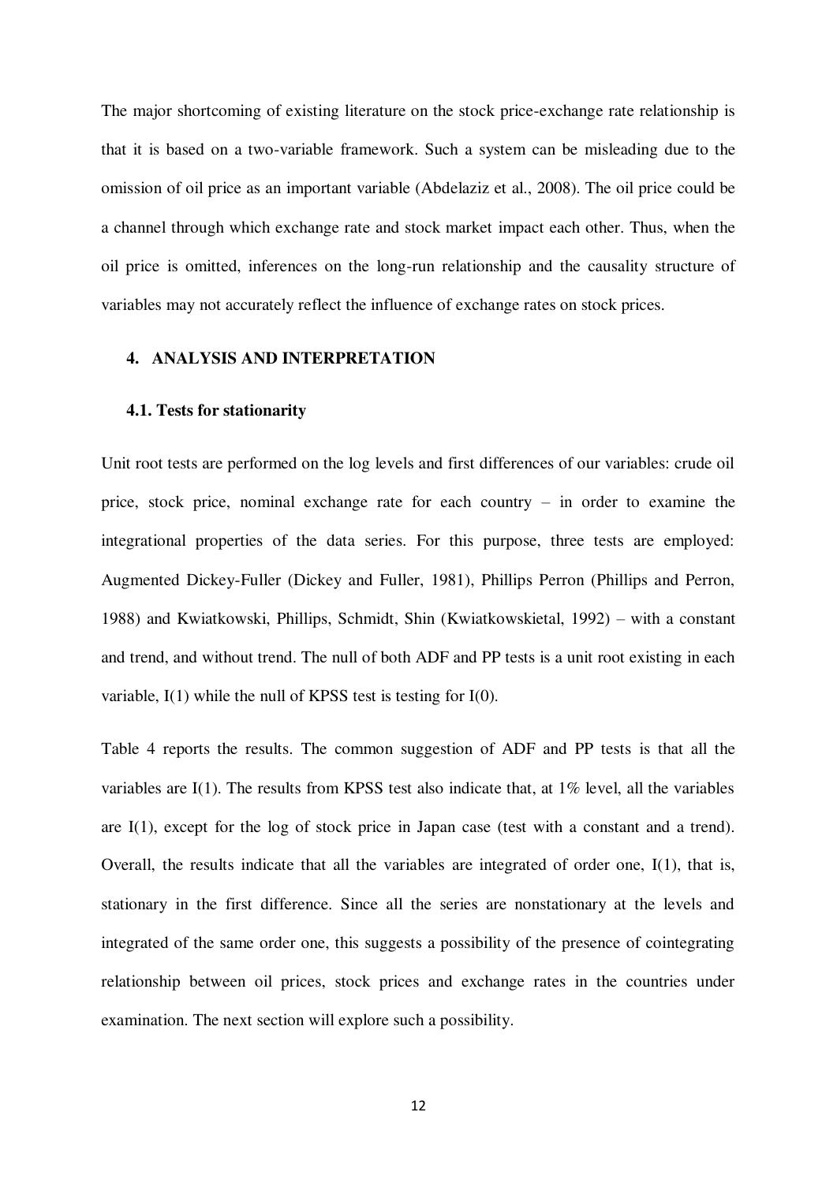The major shortcoming of existing literature on the stock price-exchange rate relationship is that it is based on a two-variable framework. Such a system can be misleading due to the omission of oil price as an important variable (Abdelaziz et al., 2008). The oil price could be a channel through which exchange rate and stock market impact each other. Thus, when the oil price is omitted, inferences on the long-run relationship and the causality structure of variables may not accurately reflect the influence of exchange rates on stock prices.

## 4. ANALYSIS AND INTERPRETATION

### 4.1. Tests for stationarity

Unit root tests are performed on the log levels and first differences of our variables: crude oil price, stock price, nominal exchange rate for each country – in order to examine the integrational properties of the data series. For this purpose, three tests are employed: Augmented Dickey-Fuller (Dickey and Fuller, 1981), Phillips Perron (Phillips and Perron, 1988) and Kwiatkowski, Phillips, Schmidt, Shin (Kwiatkowskietal, 1992) – with a constant and trend, and without trend. The null of both ADF and PP tests is a unit root existing in each variable, I(1) while the null of KPSS test is testing for I(0).

Table 4 reports the results. The common suggestion of ADF and PP tests is that all the variables are I(1). The results from KPSS test also indicate that, at 1% level, all the variables are I(1), except for the log of stock price in Japan case (test with a constant and a trend). Overall, the results indicate that all the variables are integrated of order one, I(1), that is, stationary in the first difference. Since all the series are nonstationary at the levels and integrated of the same order one, this suggests a possibility of the presence of cointegrating relationship between oil prices, stock prices and exchange rates in the countries under examination. The next section will explore such a possibility.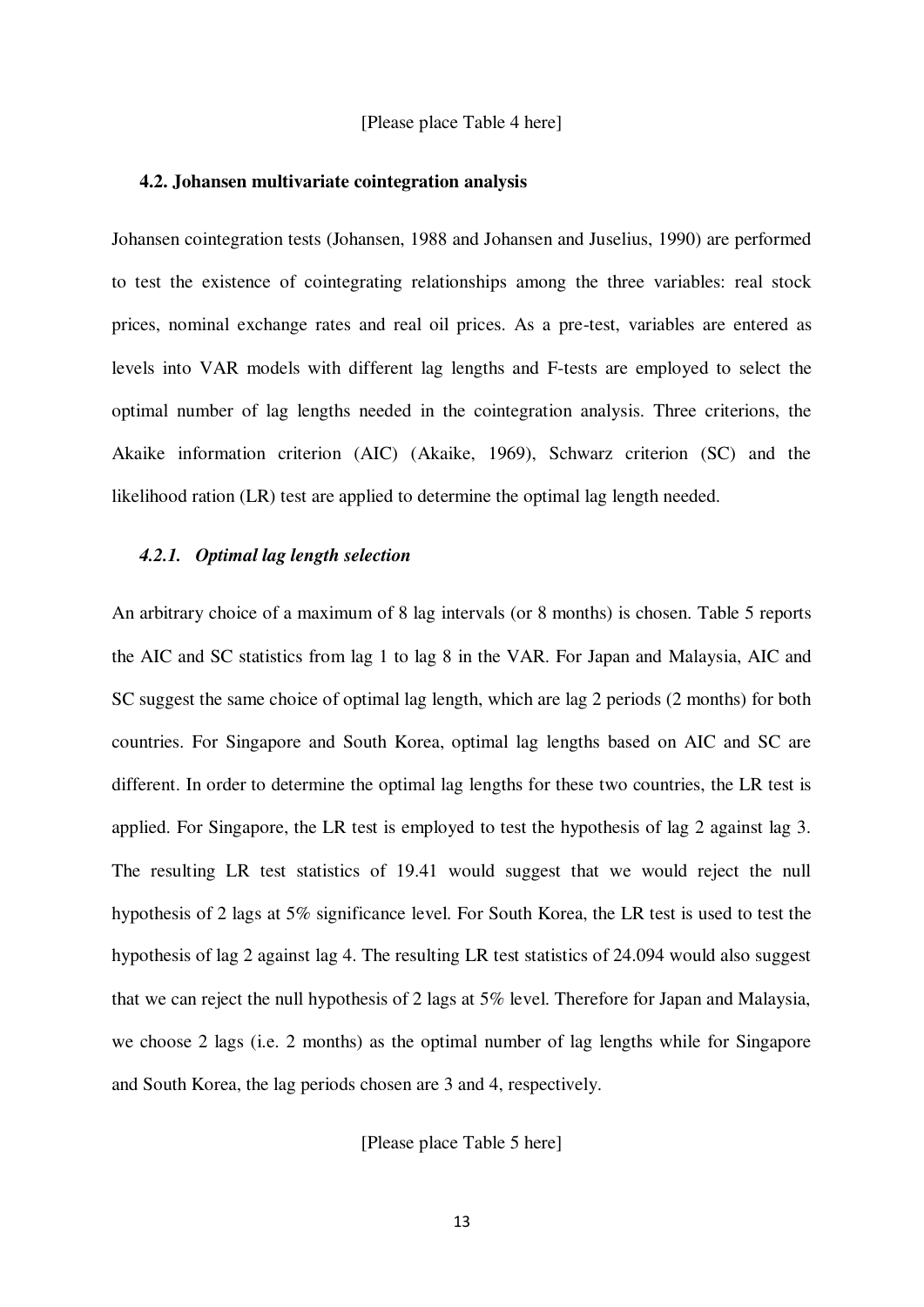[Please place Table 4 here]

### 4.2. Johansen multivariate cointegration analysis

Johansen cointegration tests (Johansen, 1988 and Johansen and Juselius, 1990) are performed to test the existence of cointegrating relationships among the three variables: real stock prices, nominal exchange rates and real oil prices. As a pre-test, variables are entered as levels into VAR models with different lag lengths and F-tests are employed to select the optimal number of lag lengths needed in the cointegration analysis. Three criterions, the Akaike information criterion (AIC) (Akaike, 1969), Schwarz criterion (SC) and the likelihood ration (LR) test are applied to determine the optimal lag length needed.

#### *4.2.1. Optimal lag length selection*

An arbitrary choice of a maximum of 8 lag intervals (or 8 months) is chosen. Table 5 reports the AIC and SC statistics from lag 1 to lag 8 in the VAR. For Japan and Malaysia, AIC and SC suggest the same choice of optimal lag length, which are lag 2 periods (2 months) for both countries. For Singapore and South Korea, optimal lag lengths based on AIC and SC are different. In order to determine the optimal lag lengths for these two countries, the LR test is applied. For Singapore, the LR test is employed to test the hypothesis of lag 2 against lag 3. The resulting LR test statistics of 19.41 would suggest that we would reject the null hypothesis of 2 lags at 5% significance level. For South Korea, the LR test is used to test the hypothesis of lag 2 against lag 4. The resulting LR test statistics of 24.094 would also suggest that we can reject the null hypothesis of 2 lags at 5% level. Therefore for Japan and Malaysia, we choose 2 lags (i.e. 2 months) as the optimal number of lag lengths while for Singapore and South Korea, the lag periods chosen are 3 and 4, respectively.

[Please place Table 5 here]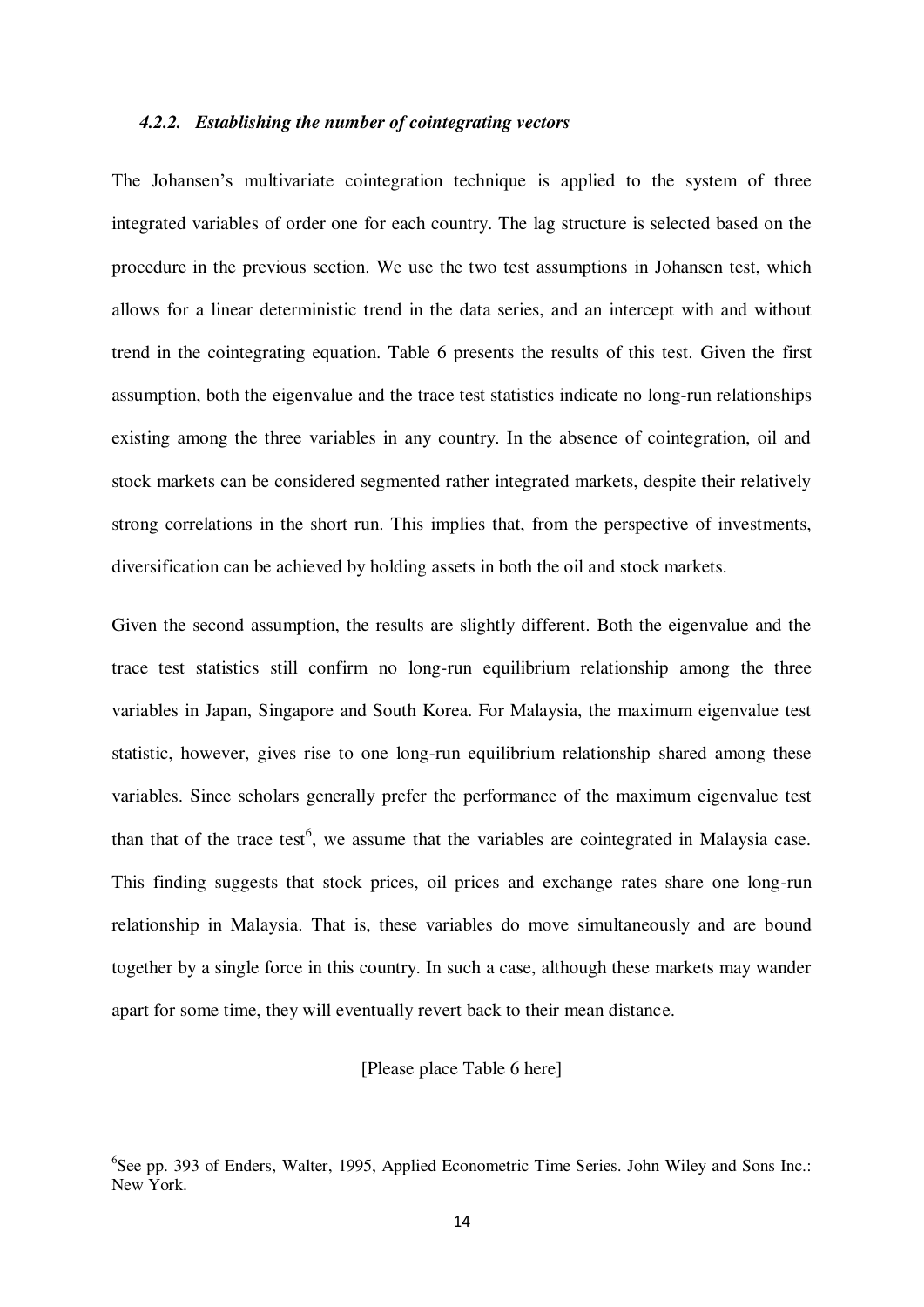#### *4.2.2. Establishing the number of cointegrating vectors*

The Johansen's multivariate cointegration technique is applied to the system of three integrated variables of order one for each country. The lag structure is selected based on the procedure in the previous section. We use the two test assumptions in Johansen test, which allows for a linear deterministic trend in the data series, and an intercept with and without trend in the cointegrating equation. Table 6 presents the results of this test. Given the first assumption, both the eigenvalue and the trace test statistics indicate no long-run relationships existing among the three variables in any country. In the absence of cointegration, oil and stock markets can be considered segmented rather integrated markets, despite their relatively strong correlations in the short run. This implies that, from the perspective of investments, diversification can be achieved by holding assets in both the oil and stock markets.

Given the second assumption, the results are slightly different. Both the eigenvalue and the trace test statistics still confirm no long-run equilibrium relationship among the three variables in Japan, Singapore and South Korea. For Malaysia, the maximum eigenvalue test statistic, however, gives rise to one long-run equilibrium relationship shared among these variables. Since scholars generally prefer the performance of the maximum eigenvalue test than that of the trace test[6], we assume that the variables are cointegrated in Malaysia case. This finding suggests that stock prices, oil prices and exchange rates share one long-run relationship in Malaysia. That is, these variables do move simultaneously and are bound together by a single force in this country. In such a case, although these markets may wander apart for some time, they will eventually revert back to their mean distance.

[Please place Table 6 here]

---

[6]See pp. 393 of Enders, Walter, 1995, Applied Econometric Time Series. John Wiley and Sons Inc.: New York.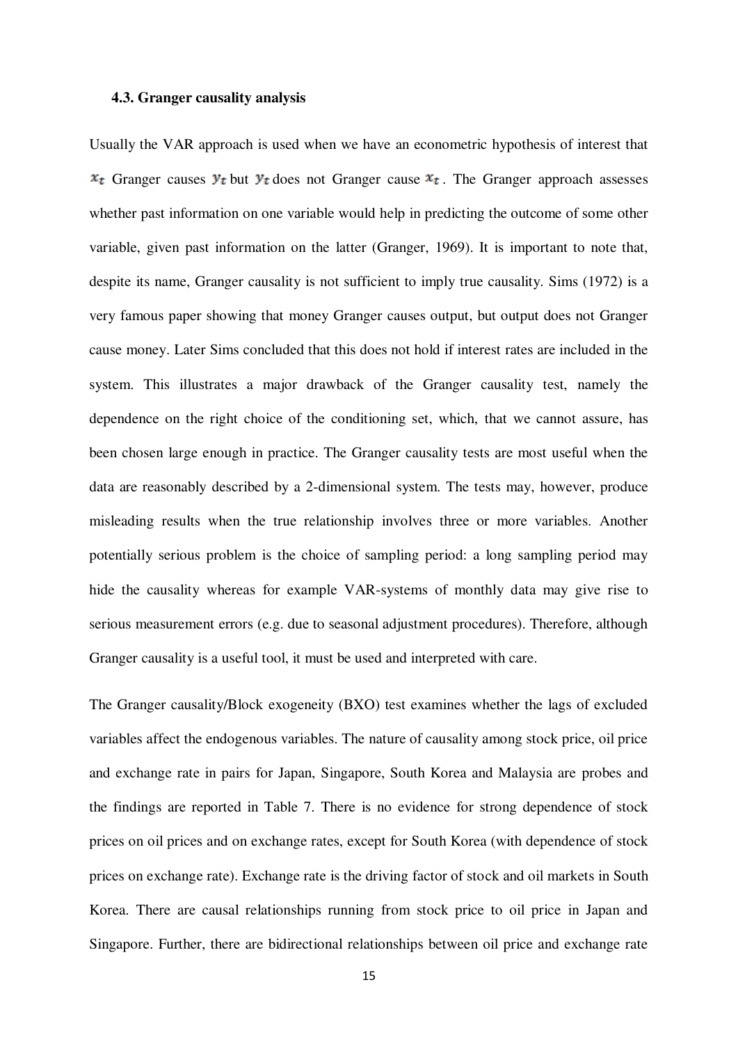### 4.3. Granger causality analysis

Usually the VAR approach is used when we have an econometric hypothesis of interest that $x_t$ Granger causes $y_t$ but $y_t$ does not Granger cause $x_t$. The Granger approach assesses whether past information on one variable would help in predicting the outcome of some other variable, given past information on the latter (Granger, 1969). It is important to note that, despite its name, Granger causality is not sufficient to imply true causality. Sims (1972) is a very famous paper showing that money Granger causes output, but output does not Granger cause money. Later Sims concluded that this does not hold if interest rates are included in the system. This illustrates a major drawback of the Granger causality test, namely the dependence on the right choice of the conditioning set, which, that we cannot assure, has been chosen large enough in practice. The Granger causality tests are most useful when the data are reasonably described by a 2-dimensional system. The tests may, however, produce misleading results when the true relationship involves three or more variables. Another potentially serious problem is the choice of sampling period: a long sampling period may hide the causality whereas for example VAR-systems of monthly data may give rise to serious measurement errors (e.g. due to seasonal adjustment procedures). Therefore, although Granger causality is a useful tool, it must be used and interpreted with care.

The Granger causality/Block exogeneity (BXO) test examines whether the lags of excluded variables affect the endogenous variables. The nature of causality among stock price, oil price and exchange rate in pairs for Japan, Singapore, South Korea and Malaysia are probes and the findings are reported in Table 7. There is no evidence for strong dependence of stock prices on oil prices and on exchange rates, except for South Korea (with dependence of stock prices on exchange rate). Exchange rate is the driving factor of stock and oil markets in South Korea. There are causal relationships running from stock price to oil price in Japan and Singapore. Further, there are bidirectional relationships between oil price and exchange rate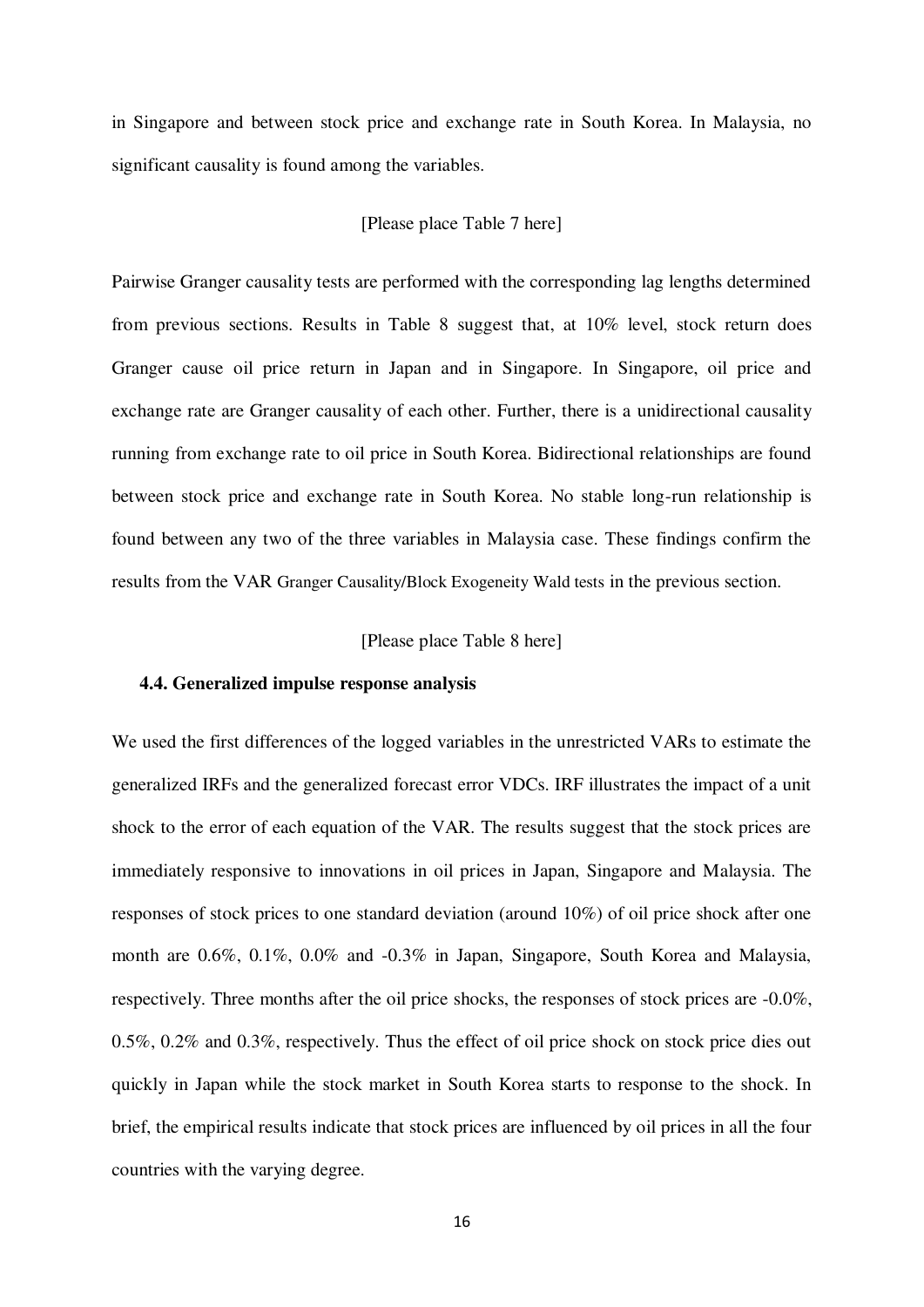in Singapore and between stock price and exchange rate in South Korea. In Malaysia, no significant causality is found among the variables.

[Please place Table 7 here]

Pairwise Granger causality tests are performed with the corresponding lag lengths determined from previous sections. Results in Table 8 suggest that, at 10% level, stock return does Granger cause oil price return in Japan and in Singapore. In Singapore, oil price and exchange rate are Granger causality of each other. Further, there is a unidirectional causality running from exchange rate to oil price in South Korea. Bidirectional relationships are found between stock price and exchange rate in South Korea. No stable long-run relationship is found between any two of the three variables in Malaysia case. These findings confirm the results from the VAR Granger Causality/Block Exogeneity Wald tests in the previous section.

[Please place Table 8 here]

### 4.4. Generalized impulse response analysis

We used the first differences of the logged variables in the unrestricted VARs to estimate the generalized IRFs and the generalized forecast error VDCs. IRF illustrates the impact of a unit shock to the error of each equation of the VAR. The results suggest that the stock prices are immediately responsive to innovations in oil prices in Japan, Singapore and Malaysia. The responses of stock prices to one standard deviation (around 10%) of oil price shock after one month are 0.6%, 0.1%, 0.0% and -0.3% in Japan, Singapore, South Korea and Malaysia, respectively. Three months after the oil price shocks, the responses of stock prices are -0.0%, 0.5%, 0.2% and 0.3%, respectively. Thus the effect of oil price shock on stock price dies out quickly in Japan while the stock market in South Korea starts to response to the shock. In brief, the empirical results indicate that stock prices are influenced by oil prices in all the four countries with the varying degree.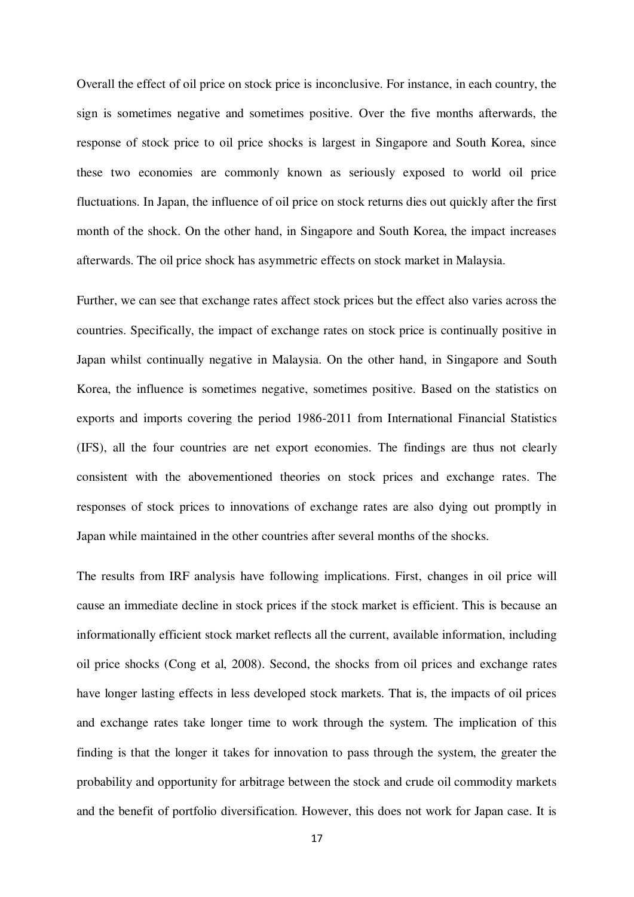Overall the effect of oil price on stock price is inconclusive. For instance, in each country, the sign is sometimes negative and sometimes positive. Over the five months afterwards, the response of stock price to oil price shocks is largest in Singapore and South Korea, since these two economies are commonly known as seriously exposed to world oil price fluctuations. In Japan, the influence of oil price on stock returns dies out quickly after the first month of the shock. On the other hand, in Singapore and South Korea, the impact increases afterwards. The oil price shock has asymmetric effects on stock market in Malaysia.

Further, we can see that exchange rates affect stock prices but the effect also varies across the countries. Specifically, the impact of exchange rates on stock price is continually positive in Japan whilst continually negative in Malaysia. On the other hand, in Singapore and South Korea, the influence is sometimes negative, sometimes positive. Based on the statistics on exports and imports covering the period 1986-2011 from International Financial Statistics (IFS), all the four countries are net export economies. The findings are thus not clearly consistent with the abovementioned theories on stock prices and exchange rates. The responses of stock prices to innovations of exchange rates are also dying out promptly in Japan while maintained in the other countries after several months of the shocks.

The results from IRF analysis have following implications. First, changes in oil price will cause an immediate decline in stock prices if the stock market is efficient. This is because an informationally efficient stock market reflects all the current, available information, including oil price shocks (Cong et al, 2008). Second, the shocks from oil prices and exchange rates have longer lasting effects in less developed stock markets. That is, the impacts of oil prices and exchange rates take longer time to work through the system. The implication of this finding is that the longer it takes for innovation to pass through the system, the greater the probability and opportunity for arbitrage between the stock and crude oil commodity markets and the benefit of portfolio diversification. However, this does not work for Japan case. It is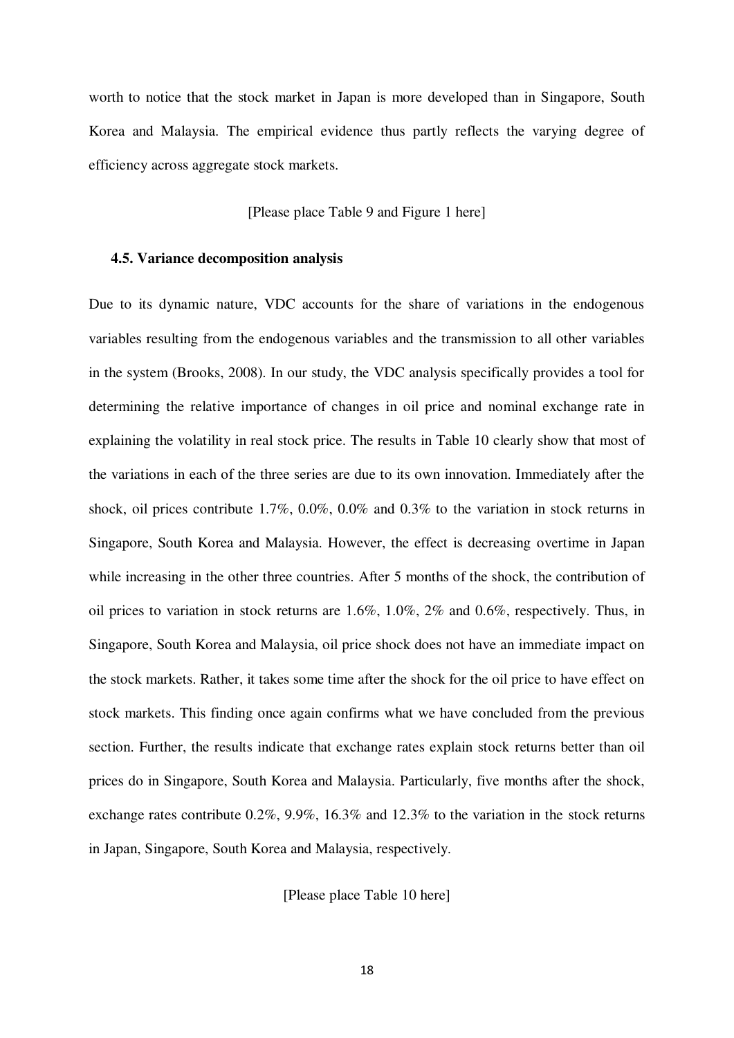worth to notice that the stock market in Japan is more developed than in Singapore, South Korea and Malaysia. The empirical evidence thus partly reflects the varying degree of efficiency across aggregate stock markets.

[Please place Table 9 and Figure 1 here]

### 4.5. Variance decomposition analysis

Due to its dynamic nature, VDC accounts for the share of variations in the endogenous variables resulting from the endogenous variables and the transmission to all other variables in the system (Brooks, 2008). In our study, the VDC analysis specifically provides a tool for determining the relative importance of changes in oil price and nominal exchange rate in explaining the volatility in real stock price. The results in Table 10 clearly show that most of the variations in each of the three series are due to its own innovation. Immediately after the shock, oil prices contribute 1.7%, 0.0%, 0.0% and 0.3% to the variation in stock returns in Singapore, South Korea and Malaysia. However, the effect is decreasing overtime in Japan while increasing in the other three countries. After 5 months of the shock, the contribution of oil prices to variation in stock returns are 1.6%, 1.0%, 2% and 0.6%, respectively. Thus, in Singapore, South Korea and Malaysia, oil price shock does not have an immediate impact on the stock markets. Rather, it takes some time after the shock for the oil price to have effect on stock markets. This finding once again confirms what we have concluded from the previous section. Further, the results indicate that exchange rates explain stock returns better than oil prices do in Singapore, South Korea and Malaysia. Particularly, five months after the shock, exchange rates contribute 0.2%, 9.9%, 16.3% and 12.3% to the variation in the stock returns in Japan, Singapore, South Korea and Malaysia, respectively.

[Please place Table 10 here]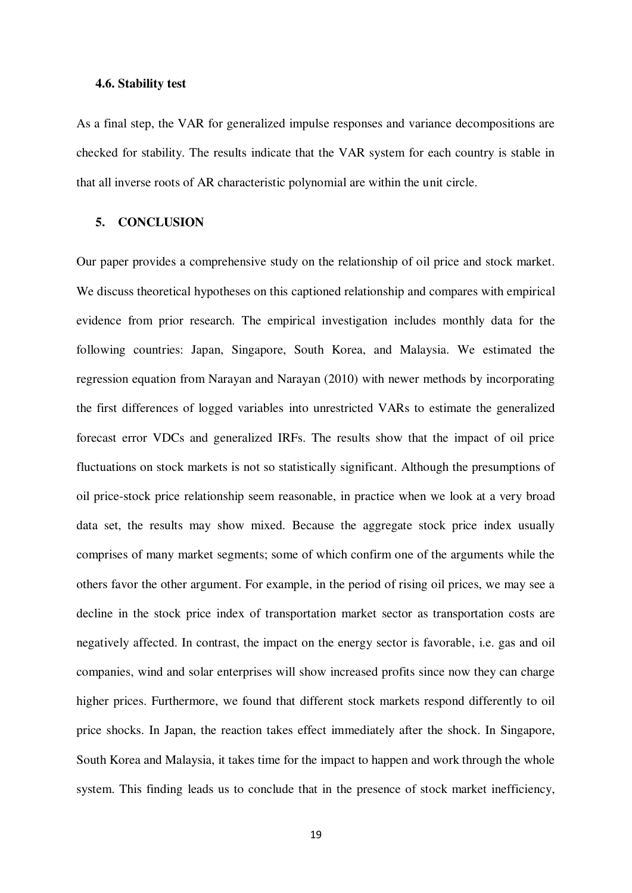### 4.6. Stability test

As a final step, the VAR for generalized impulse responses and variance decompositions are checked for stability. The results indicate that the VAR system for each country is stable in that all inverse roots of AR characteristic polynomial are within the unit circle.

## 5. CONCLUSION

Our paper provides a comprehensive study on the relationship of oil price and stock market. We discuss theoretical hypotheses on this captioned relationship and compares with empirical evidence from prior research. The empirical investigation includes monthly data for the following countries: Japan, Singapore, South Korea, and Malaysia. We estimated the regression equation from Narayan and Narayan (2010) with newer methods by incorporating the first differences of logged variables into unrestricted VARs to estimate the generalized forecast error VDCs and generalized IRFs. The results show that the impact of oil price fluctuations on stock markets is not so statistically significant. Although the presumptions of oil price-stock price relationship seem reasonable, in practice when we look at a very broad data set, the results may show mixed. Because the aggregate stock price index usually comprises of many market segments; some of which confirm one of the arguments while the others favor the other argument. For example, in the period of rising oil prices, we may see a decline in the stock price index of transportation market sector as transportation costs are negatively affected. In contrast, the impact on the energy sector is favorable, i.e. gas and oil companies, wind and solar enterprises will show increased profits since now they can charge higher prices. Furthermore, we found that different stock markets respond differently to oil price shocks. In Japan, the reaction takes effect immediately after the shock. In Singapore, South Korea and Malaysia, it takes time for the impact to happen and work through the whole system. This finding leads us to conclude that in the presence of stock market inefficiency,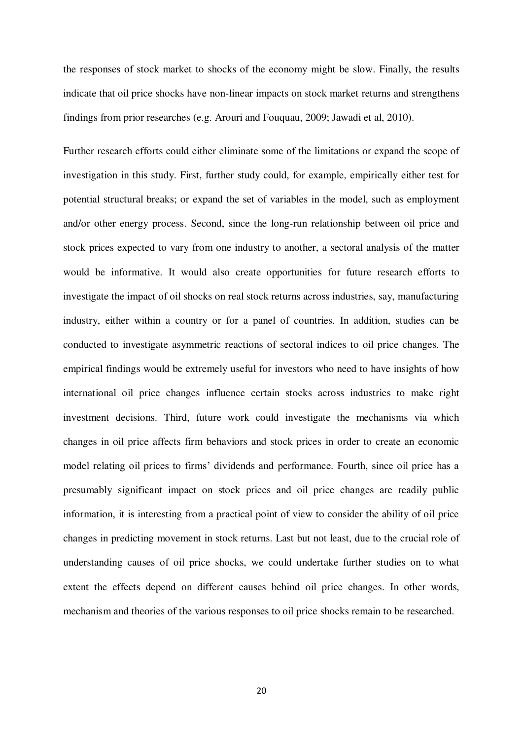the responses of stock market to shocks of the economy might be slow. Finally, the results indicate that oil price shocks have non-linear impacts on stock market returns and strengthens findings from prior researches (e.g. Arouri and Fouquau, 2009; Jawadi et al, 2010).

Further research efforts could either eliminate some of the limitations or expand the scope of investigation in this study. First, further study could, for example, empirically either test for potential structural breaks; or expand the set of variables in the model, such as employment and/or other energy process. Second, since the long-run relationship between oil price and stock prices expected to vary from one industry to another, a sectoral analysis of the matter would be informative. It would also create opportunities for future research efforts to investigate the impact of oil shocks on real stock returns across industries, say, manufacturing industry, either within a country or for a panel of countries. In addition, studies can be conducted to investigate asymmetric reactions of sectoral indices to oil price changes. The empirical findings would be extremely useful for investors who need to have insights of how international oil price changes influence certain stocks across industries to make right investment decisions. Third, future work could investigate the mechanisms via which changes in oil price affects firm behaviors and stock prices in order to create an economic model relating oil prices to firms' dividends and performance. Fourth, since oil price has a presumably significant impact on stock prices and oil price changes are readily public information, it is interesting from a practical point of view to consider the ability of oil price changes in predicting movement in stock returns. Last but not least, due to the crucial role of understanding causes of oil price shocks, we could undertake further studies on to what extent the effects depend on different causes behind oil price changes. In other words, mechanism and theories of the various responses to oil price shocks remain to be researched.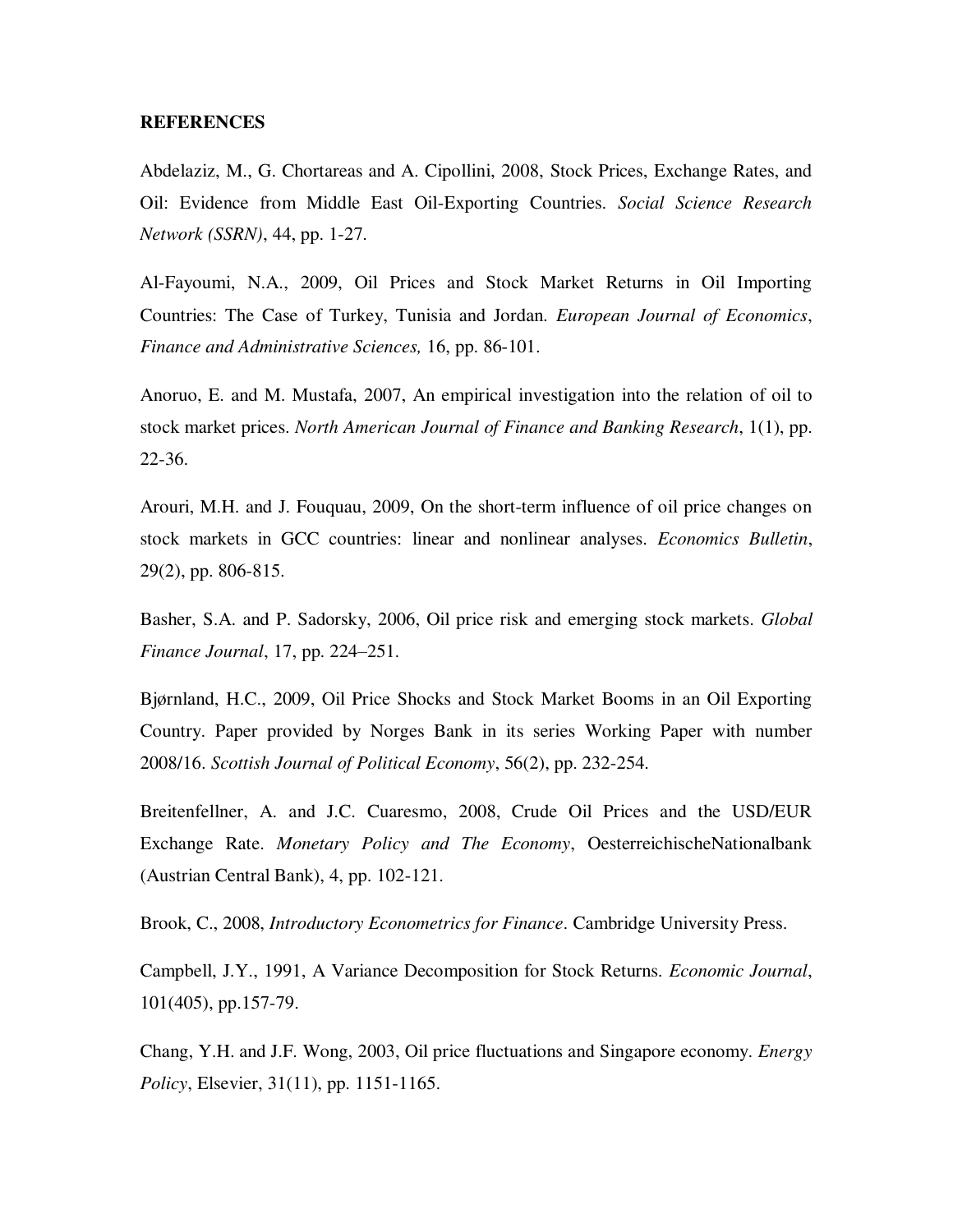**REFERENCES**

Abdelaziz, M., G. Chortareas and A. Cipollini, 2008, Stock Prices, Exchange Rates, and Oil: Evidence from Middle East Oil-Exporting Countries. *Social Science Research Network (SSRN)*, 44, pp. 1-27.

Al-Fayoumi, N.A., 2009, Oil Prices and Stock Market Returns in Oil Importing Countries: The Case of Turkey, Tunisia and Jordan. *European Journal of Economics, Finance and Administrative Sciences,* 16, pp. 86-101.

Anoruo, E. and M. Mustafa, 2007, An empirical investigation into the relation of oil to stock market prices. *North American Journal of Finance and Banking Research*, 1(1), pp. 22-36.

Arouri, M.H. and J. Fouquau, 2009, On the short-term influence of oil price changes on stock markets in GCC countries: linear and nonlinear analyses. *Economics Bulletin*, 29(2), pp. 806-815.

Basher, S.A. and P. Sadorsky, 2006, Oil price risk and emerging stock markets. *Global Finance Journal*, 17, pp. 224–251.

Bjørnland, H.C., 2009, Oil Price Shocks and Stock Market Booms in an Oil Exporting Country. Paper provided by Norges Bank in its series Working Paper with number 2008/16. *Scottish Journal of Political Economy*, 56(2), pp. 232-254.

Breitenfellner, A. and J.C. Cuaresmo, 2008, Crude Oil Prices and the USD/EUR Exchange Rate. *Monetary Policy and The Economy*, OesterreichischeNationalbank (Austrian Central Bank), 4, pp. 102-121.

Brook, C., 2008, *Introductory Econometrics for Finance*. Cambridge University Press.

Campbell, J.Y., 1991, A Variance Decomposition for Stock Returns. *Economic Journal*, 101(405), pp.157-79.

Chang, Y.H. and J.F. Wong, 2003, Oil price fluctuations and Singapore economy. *Energy Policy*, Elsevier, 31(11), pp. 1151-1165.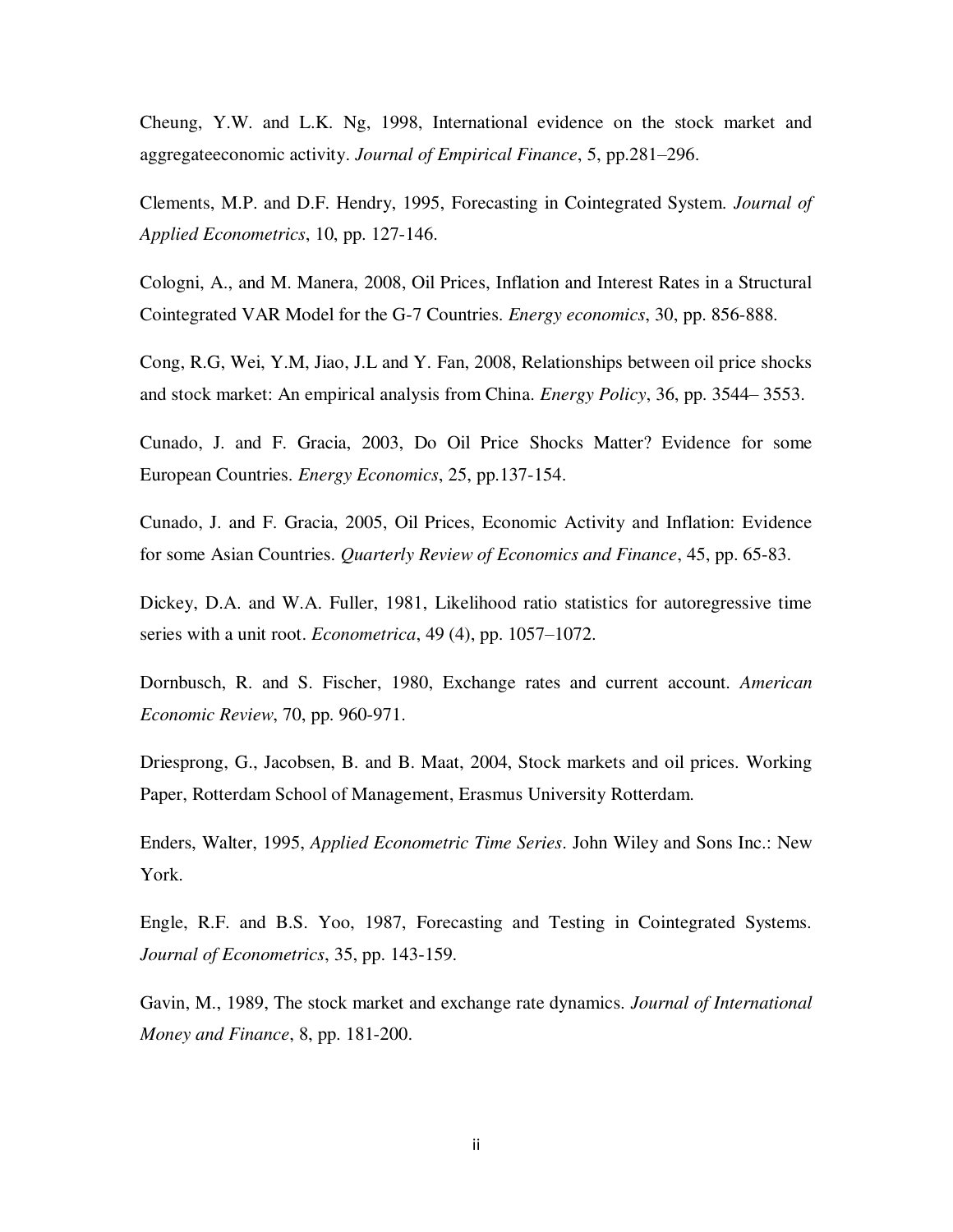Cheung, Y.W. and L.K. Ng, 1998, International evidence on the stock market and aggregateeconomic activity. *Journal of Empirical Finance*, 5, pp.281–296.

Clements, M.P. and D.F. Hendry, 1995, Forecasting in Cointegrated System. *Journal of Applied Econometrics*, 10, pp. 127-146.

Cologni, A., and M. Manera, 2008, Oil Prices, Inflation and Interest Rates in a Structural Cointegrated VAR Model for the G-7 Countries. *Energy economics*, 30, pp. 856-888.

Cong, R.G, Wei, Y.M, Jiao, J.L and Y. Fan, 2008, Relationships between oil price shocks and stock market: An empirical analysis from China. *Energy Policy*, 36, pp. 3544– 3553.

Cunado, J. and F. Gracia, 2003, Do Oil Price Shocks Matter? Evidence for some European Countries. *Energy Economics*, 25, pp.137-154.

Cunado, J. and F. Gracia, 2005, Oil Prices, Economic Activity and Inflation: Evidence for some Asian Countries. *Quarterly Review of Economics and Finance*, 45, pp. 65-83.

Dickey, D.A. and W.A. Fuller, 1981, Likelihood ratio statistics for autoregressive time series with a unit root. *Econometrica*, 49 (4), pp. 1057–1072.

Dornbusch, R. and S. Fischer, 1980, Exchange rates and current account. *American Economic Review*, 70, pp. 960-971.

Driesprong, G., Jacobsen, B. and B. Maat, 2004, Stock markets and oil prices. Working Paper, Rotterdam School of Management, Erasmus University Rotterdam.

Enders, Walter, 1995, *Applied Econometric Time Series*. John Wiley and Sons Inc.: New York.

Engle, R.F. and B.S. Yoo, 1987, Forecasting and Testing in Cointegrated Systems. *Journal of Econometrics*, 35, pp. 143-159.

Gavin, M., 1989, The stock market and exchange rate dynamics. *Journal of International Money and Finance*, 8, pp. 181-200.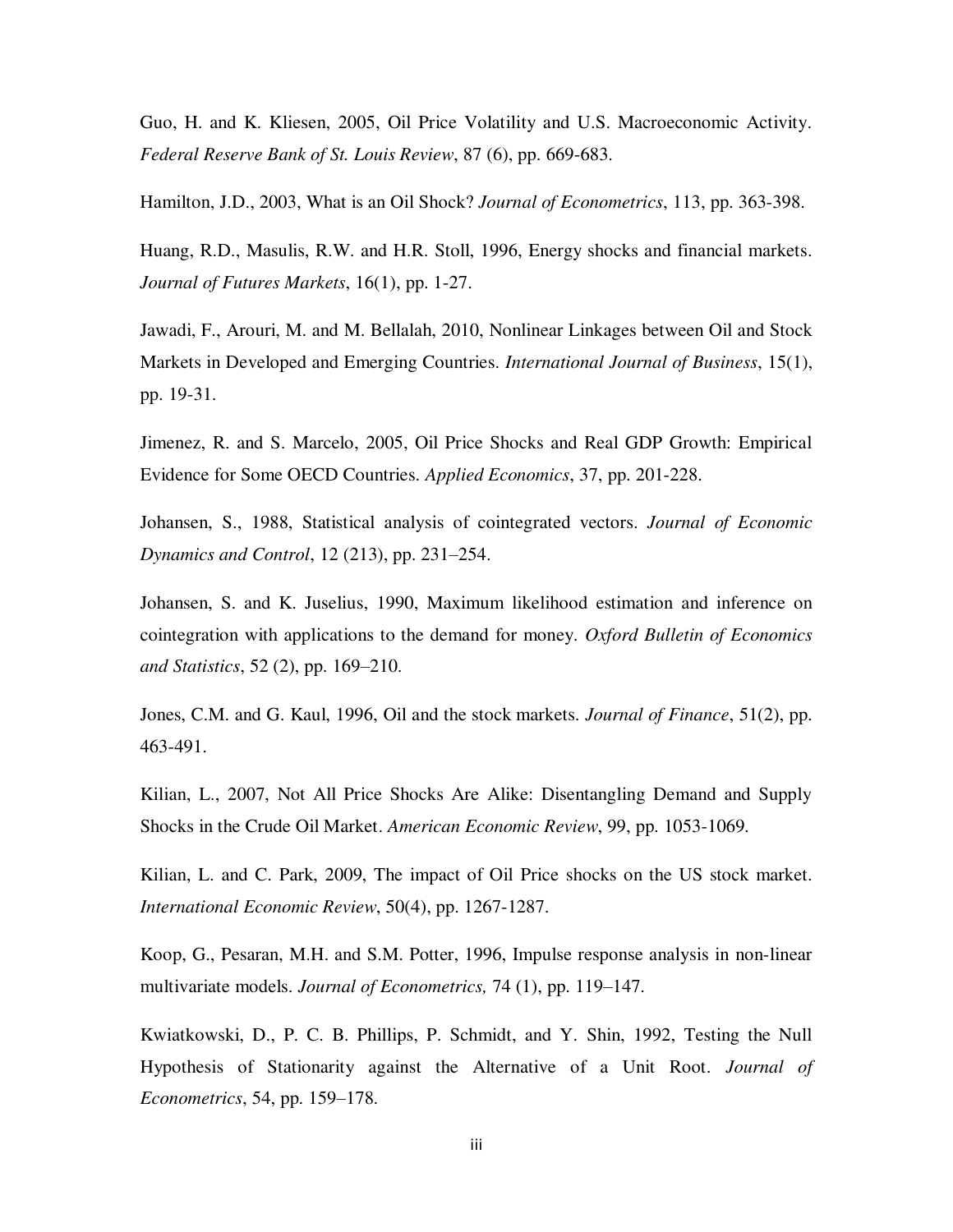Guo, H. and K. Kliesen, 2005, Oil Price Volatility and U.S. Macroeconomic Activity. *Federal Reserve Bank of St. Louis Review*, 87 (6), pp. 669-683.

Hamilton, J.D., 2003, What is an Oil Shock? *Journal of Econometrics*, 113, pp. 363-398.

Huang, R.D., Masulis, R.W. and H.R. Stoll, 1996, Energy shocks and financial markets. *Journal of Futures Markets*, 16(1), pp. 1-27.

Jawadi, F., Arouri, M. and M. Bellalah, 2010, Nonlinear Linkages between Oil and Stock Markets in Developed and Emerging Countries. *International Journal of Business*, 15(1), pp. 19-31.

Jimenez, R. and S. Marcelo, 2005, Oil Price Shocks and Real GDP Growth: Empirical Evidence for Some OECD Countries. *Applied Economics*, 37, pp. 201-228.

Johansen, S., 1988, Statistical analysis of cointegrated vectors. *Journal of Economic Dynamics and Control*, 12 (213), pp. 231–254.

Johansen, S. and K. Juselius, 1990, Maximum likelihood estimation and inference on cointegration with applications to the demand for money. *Oxford Bulletin of Economics and Statistics*, 52 (2), pp. 169–210.

Jones, C.M. and G. Kaul, 1996, Oil and the stock markets. *Journal of Finance*, 51(2), pp. 463-491.

Kilian, L., 2007, Not All Price Shocks Are Alike: Disentangling Demand and Supply Shocks in the Crude Oil Market. *American Economic Review*, 99, pp. 1053-1069.

Kilian, L. and C. Park, 2009, The impact of Oil Price shocks on the US stock market. *International Economic Review*, 50(4), pp. 1267-1287.

Koop, G., Pesaran, M.H. and S.M. Potter, 1996, Impulse response analysis in non-linear multivariate models. *Journal of Econometrics,* 74 (1), pp. 119–147.

Kwiatkowski, D., P. C. B. Phillips, P. Schmidt, and Y. Shin, 1992, Testing the Null Hypothesis of Stationarity against the Alternative of a Unit Root. *Journal of Econometrics*, 54, pp. 159–178.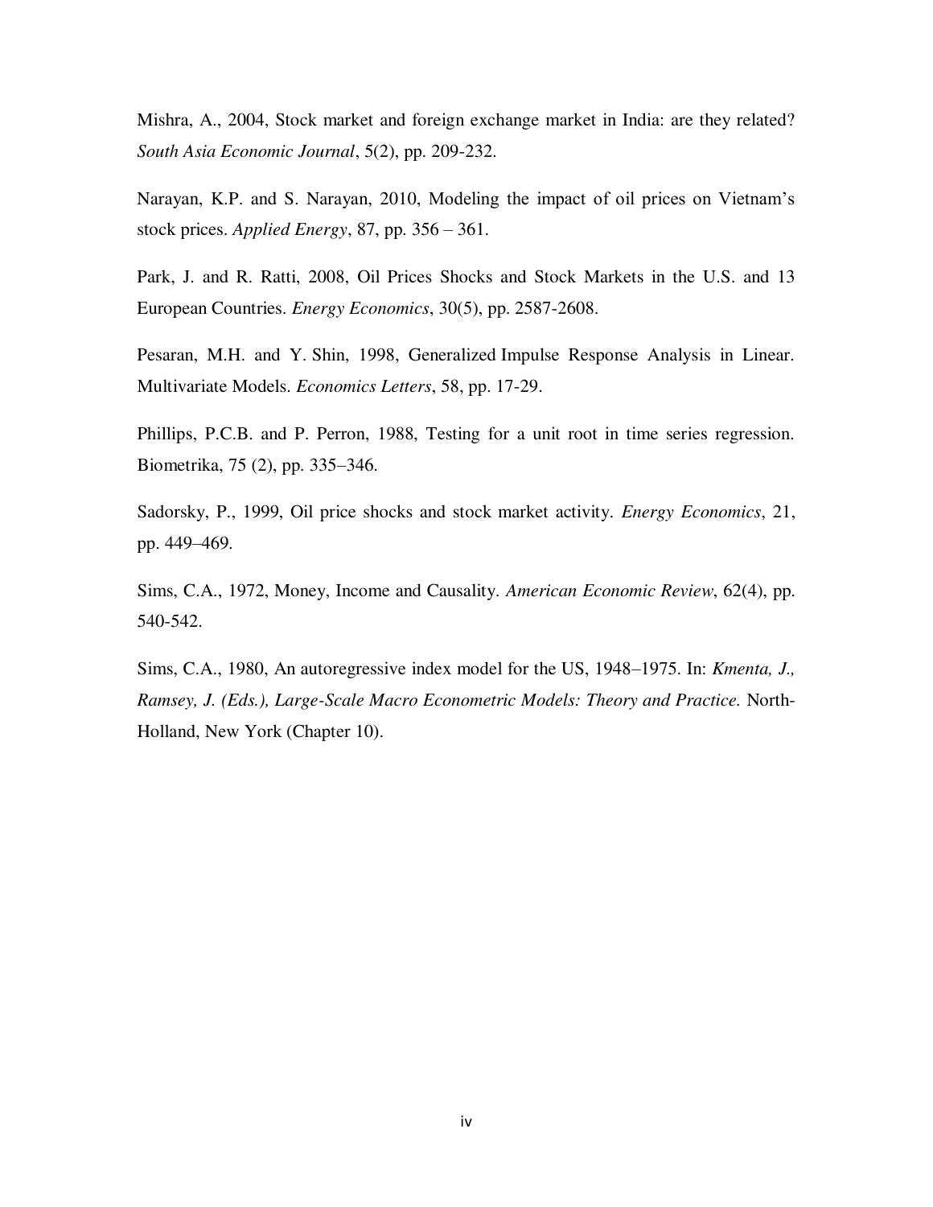Mishra, A., 2004, Stock market and foreign exchange market in India: are they related? *South Asia Economic Journal*, 5(2), pp. 209-232.

Narayan, K.P. and S. Narayan, 2010, Modeling the impact of oil prices on Vietnam's stock prices. *Applied Energy*, 87, pp. 356 – 361.

Park, J. and R. Ratti, 2008, Oil Prices Shocks and Stock Markets in the U.S. and 13 European Countries. *Energy Economics*, 30(5), pp. 2587-2608.

Pesaran, M.H. and Y. Shin, 1998, Generalized Impulse Response Analysis in Linear. Multivariate Models. *Economics Letters*, 58, pp. 17-29.

Phillips, P.C.B. and P. Perron, 1988, Testing for a unit root in time series regression. Biometrika, 75 (2), pp. 335–346.

Sadorsky, P., 1999, Oil price shocks and stock market activity. *Energy Economics*, 21, pp. 449–469.

Sims, C.A., 1972, Money, Income and Causality. *American Economic Review*, 62(4), pp. 540-542.

Sims, C.A., 1980, An autoregressive index model for the US, 1948–1975. In: *Kmenta, J., Ramsey, J. (Eds.), Large-Scale Macro Econometric Models: Theory and Practice.* North-Holland, New York (Chapter 10).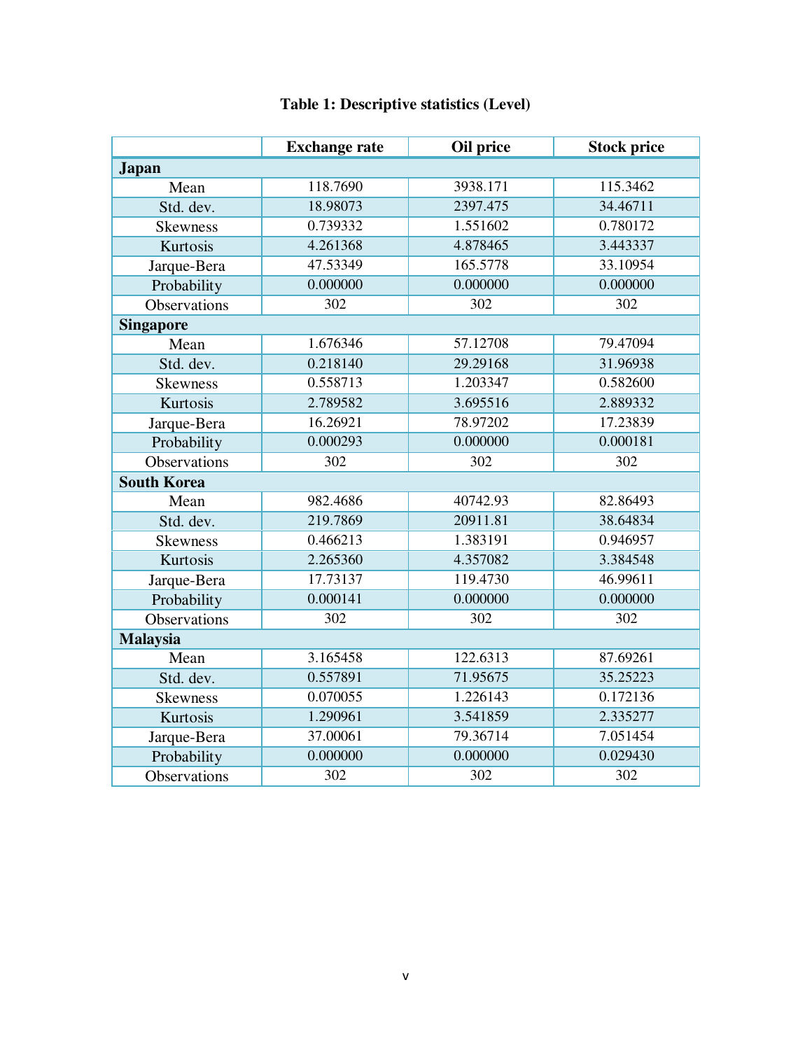**Table 1: Descriptive statistics (Level)**

| | Exchange rate | Oil price | Stock price |
|---|---|---|---|
| **Japan** | | | |
| Mean | 118.7690 | 3938.171 | 115.3462 |
| Std. dev. | 18.98073 | 2397.475 | 34.46711 |
| Skewness | 0.739332 | 1.551602 | 0.780172 |
| Kurtosis | 4.261368 | 4.878465 | 3.443337 |
| Jarque-Bera | 47.53349 | 165.5778 | 33.10954 |
| Probability | 0.000000 | 0.000000 | 0.000000 |
| Observations | 302 | 302 | 302 |
| **Singapore** | | | |
| Mean | 1.676346 | 57.12708 | 79.47094 |
| Std. dev. | 0.218140 | 29.29168 | 31.96938 |
| Skewness | 0.558713 | 1.203347 | 0.582600 |
| Kurtosis | 2.789582 | 3.695516 | 2.889332 |
| Jarque-Bera | 16.26921 | 78.97202 | 17.23839 |
| Probability | 0.000293 | 0.000000 | 0.000181 |
| Observations | 302 | 302 | 302 |
| **South Korea** | | | |
| Mean | 982.4686 | 40742.93 | 82.86493 |
| Std. dev. | 219.7869 | 20911.81 | 38.64834 |
| Skewness | 0.466213 | 1.383191 | 0.946957 |
| Kurtosis | 2.265360 | 4.357082 | 3.384548 |
| Jarque-Bera | 17.73137 | 119.4730 | 46.99611 |
| Probability | 0.000141 | 0.000000 | 0.000000 |
| Observations | 302 | 302 | 302 |
| **Malaysia** | | | |
| Mean | 3.165458 | 122.6313 | 87.69261 |
| Std. dev. | 0.557891 | 71.95675 | 35.25223 |
| Skewness | 0.070055 | 1.226143 | 0.172136 |
| Kurtosis | 1.290961 | 3.541859 | 2.335277 |
| Jarque-Bera | 37.00061 | 79.36714 | 7.051454 |
| Probability | 0.000000 | 0.000000 | 0.029430 |
| Observations | 302 | 302 | 302 |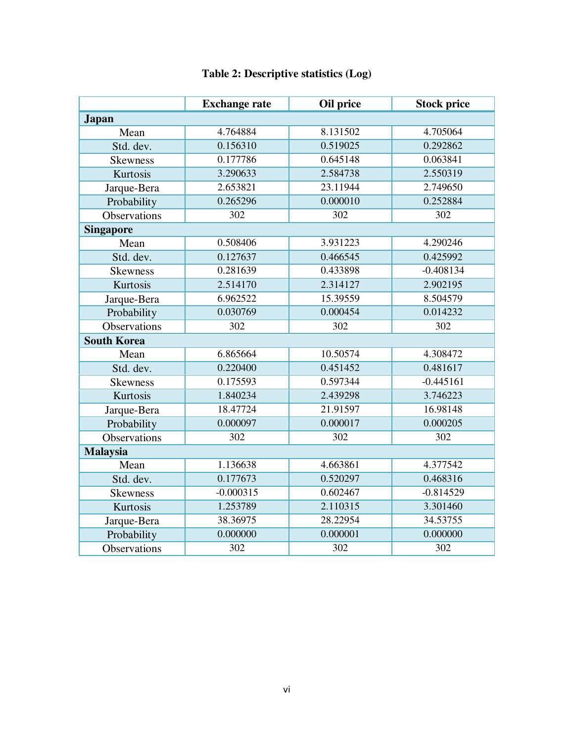**Table 2: Descriptive statistics (Log)**

| | Exchange rate | Oil price | Stock price |
|---|---|---|---|
| **Japan** | | | |
| Mean | 4.764884 | 8.131502 | 4.705064 |
| Std. dev. | 0.156310 | 0.519025 | 0.292862 |
| Skewness | 0.177786 | 0.645148 | 0.063841 |
| Kurtosis | 3.290633 | 2.584738 | 2.550319 |
| Jarque-Bera | 2.653821 | 23.11944 | 2.749650 |
| Probability | 0.265296 | 0.000010 | 0.252884 |
| Observations | 302 | 302 | 302 |
| **Singapore** | | | |
| Mean | 0.508406 | 3.931223 | 4.290246 |
| Std. dev. | 0.127637 | 0.466545 | 0.425992 |
| Skewness | 0.281639 | 0.433898 | -0.408134 |
| Kurtosis | 2.514170 | 2.314127 | 2.902195 |
| Jarque-Bera | 6.962522 | 15.39559 | 8.504579 |
| Probability | 0.030769 | 0.000454 | 0.014232 |
| Observations | 302 | 302 | 302 |
| **South Korea** | | | |
| Mean | 6.865664 | 10.50574 | 4.308472 |
| Std. dev. | 0.220400 | 0.451452 | 0.481617 |
| Skewness | 0.175593 | 0.597344 | -0.445161 |
| Kurtosis | 1.840234 | 2.439298 | 3.746223 |
| Jarque-Bera | 18.47724 | 21.91597 | 16.98148 |
| Probability | 0.000097 | 0.000017 | 0.000205 |
| Observations | 302 | 302 | 302 |
| **Malaysia** | | | |
| Mean | 1.136638 | 4.663861 | 4.377542 |
| Std. dev. | 0.177673 | 0.520297 | 0.468316 |
| Skewness | -0.000315 | 0.602467 | -0.814529 |
| Kurtosis | 1.253789 | 2.110315 | 3.301460 |
| Jarque-Bera | 38.36975 | 28.22954 | 34.53755 |
| Probability | 0.000000 | 0.000001 | 0.000000 |
| Observations | 302 | 302 | 302 |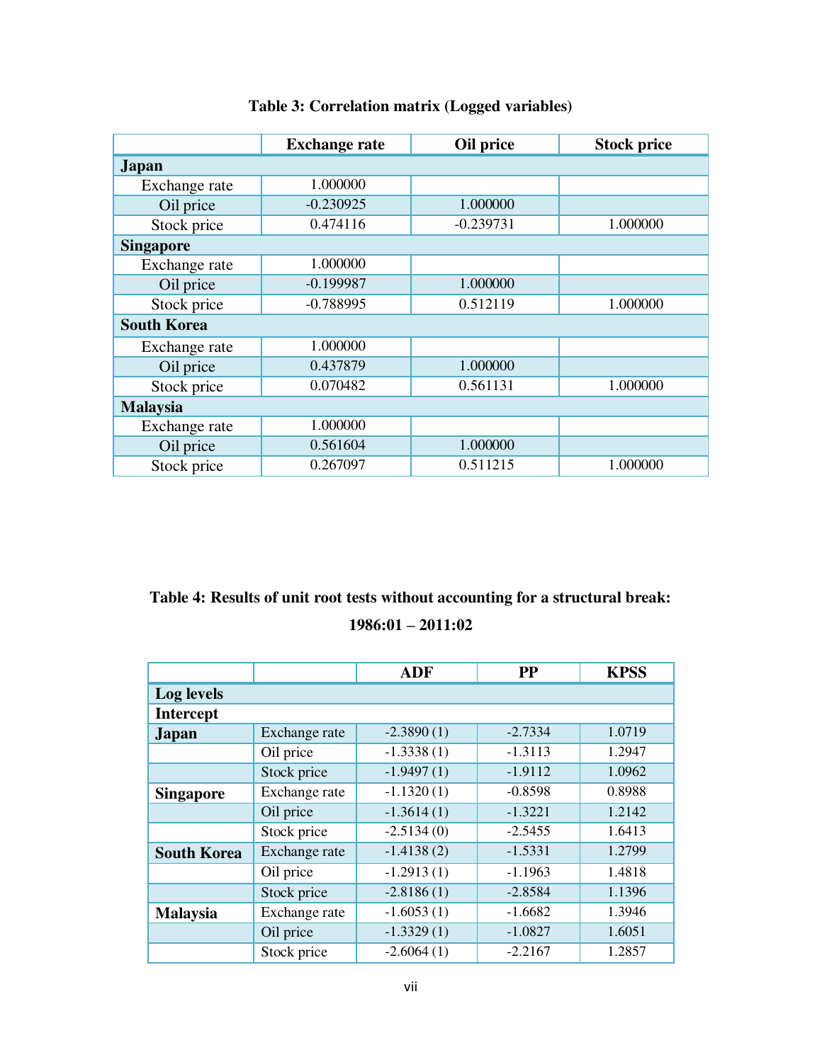**Table 3: Correlation matrix (Logged variables)**

| | Exchange rate | Oil price | Stock price |
|---|---|---|---|
| **Japan** | | | |
| Exchange rate | 1.000000 | | |
| Oil price | -0.230925 | 1.000000 | |
| Stock price | 0.474116 | -0.239731 | 1.000000 |
| **Singapore** | | | |
| Exchange rate | 1.000000 | | |
| Oil price | -0.199987 | 1.000000 | |
| Stock price | -0.788995 | 0.512119 | 1.000000 |
| **South Korea** | | | |
| Exchange rate | 1.000000 | | |
| Oil price | 0.437879 | 1.000000 | |
| Stock price | 0.070482 | 0.561131 | 1.000000 |
| **Malaysia** | | | |
| Exchange rate | 1.000000 | | |
| Oil price | 0.561604 | 1.000000 | |
| Stock price | 0.267097 | 0.511215 | 1.000000 |

**Table 4: Results of unit root tests without accounting for a structural break: 1986:01 – 2011:02**

| | | ADF | PP | KPSS |
|---|---|---|---|---|
| **Log levels** | | | | |
| **Intercept** | | | | |
| **Japan** | Exchange rate | -2.3890 (1) | -2.7334 | 1.0719 |
| | Oil price | -1.3338 (1) | -1.3113 | 1.2947 |
| | Stock price | -1.9497 (1) | -1.9112 | 1.0962 |
| **Singapore** | Exchange rate | -1.1320 (1) | -0.8598 | 0.8988 |
| | Oil price | -1.3614 (1) | -1.3221 | 1.2142 |
| | Stock price | -2.5134 (0) | -2.5455 | 1.6413 |
| **South Korea** | Exchange rate | -1.4138 (2) | -1.5331 | 1.2799 |
| | Oil price | -1.2913 (1) | -1.1963 | 1.4818 |
| | Stock price | -2.8186 (1) | -2.8584 | 1.1396 |
| **Malaysia** | Exchange rate | -1.6053 (1) | -1.6682 | 1.3946 |
| | Oil price | -1.3329 (1) | -1.0827 | 1.6051 |
| | Stock price | -2.6064 (1) | -2.2167 | 1.2857 |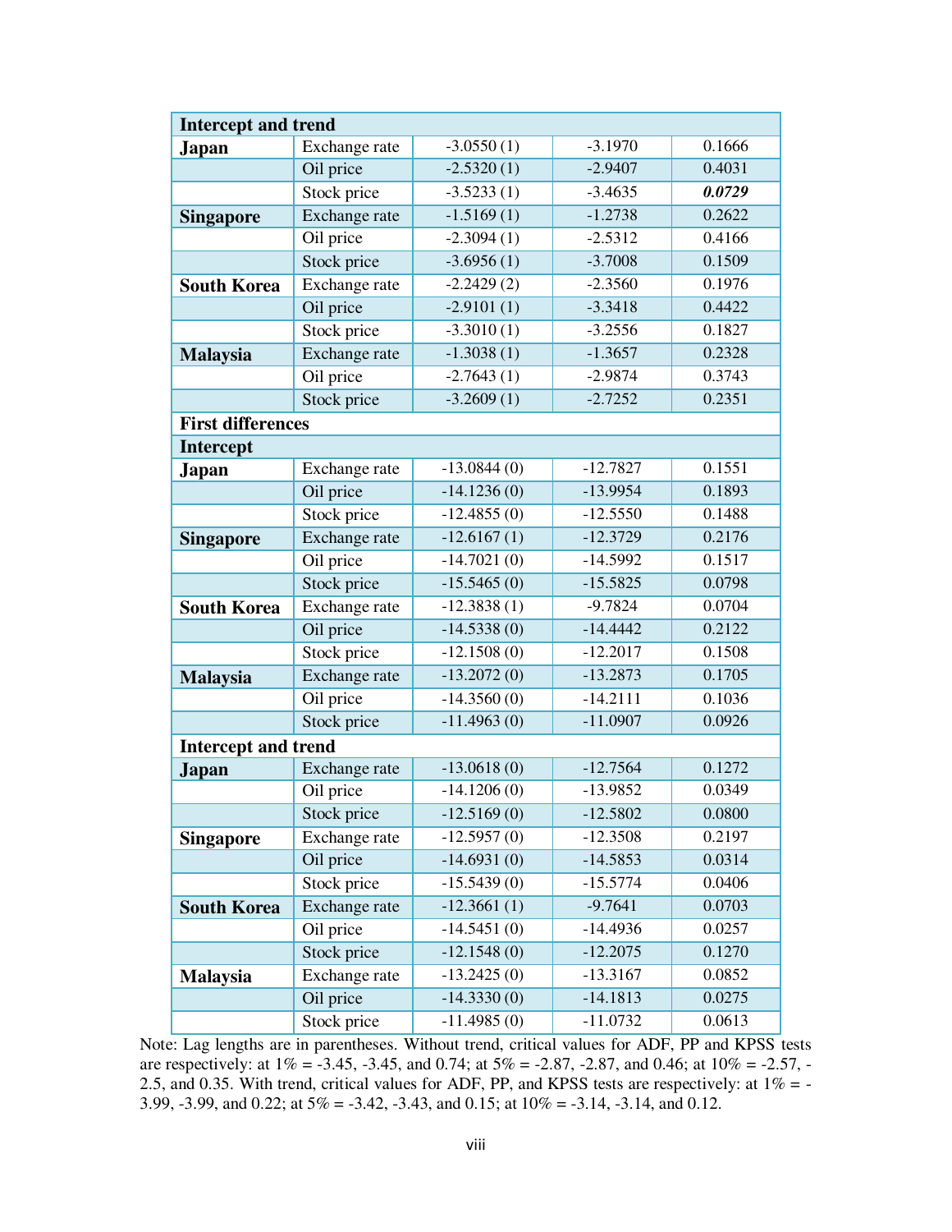| **Intercept and trend** | | | | |
|---|---|---|---|---|
| **Japan** | Exchange rate | -3.0550 (1) | -3.1970 | 0.1666 |
| | Oil price | -2.5320 (1) | -2.9407 | 0.4031 |
| | Stock price | -3.5233 (1) | -3.4635 | ***0.0729*** |
| **Singapore** | Exchange rate | -1.5169 (1) | -1.2738 | 0.2622 |
| | Oil price | -2.3094 (1) | -2.5312 | 0.4166 |
| | Stock price | -3.6956 (1) | -3.7008 | 0.1509 |
| **South Korea** | Exchange rate | -2.2429 (2) | -2.3560 | 0.1976 |
| | Oil price | -2.9101 (1) | -3.3418 | 0.4422 |
| | Stock price | -3.3010 (1) | -3.2556 | 0.1827 |
| **Malaysia** | Exchange rate | -1.3038 (1) | -1.3657 | 0.2328 |
| | Oil price | -2.7643 (1) | -2.9874 | 0.3743 |
| | Stock price | -3.2609 (1) | -2.7252 | 0.2351 |
| **First differences** | | | | |
| **Intercept** | | | | |
| **Japan** | Exchange rate | -13.0844 (0) | -12.7827 | 0.1551 |
| | Oil price | -14.1236 (0) | -13.9954 | 0.1893 |
| | Stock price | -12.4855 (0) | -12.5550 | 0.1488 |
| **Singapore** | Exchange rate | -12.6167 (1) | -12.3729 | 0.2176 |
| | Oil price | -14.7021 (0) | -14.5992 | 0.1517 |
| | Stock price | -15.5465 (0) | -15.5825 | 0.0798 |
| **South Korea** | Exchange rate | -12.3838 (1) | -9.7824 | 0.0704 |
| | Oil price | -14.5338 (0) | -14.4442 | 0.2122 |
| | Stock price | -12.1508 (0) | -12.2017 | 0.1508 |
| **Malaysia** | Exchange rate | -13.2072 (0) | -13.2873 | 0.1705 |
| | Oil price | -14.3560 (0) | -14.2111 | 0.1036 |
| | Stock price | -11.4963 (0) | -11.0907 | 0.0926 |
| **Intercept and trend** | | | | |
| **Japan** | Exchange rate | -13.0618 (0) | -12.7564 | 0.1272 |
| | Oil price | -14.1206 (0) | -13.9852 | 0.0349 |
| | Stock price | -12.5169 (0) | -12.5802 | 0.0800 |
| **Singapore** | Exchange rate | -12.5957 (0) | -12.3508 | 0.2197 |
| | Oil price | -14.6931 (0) | -14.5853 | 0.0314 |
| | Stock price | -15.5439 (0) | -15.5774 | 0.0406 |
| **South Korea** | Exchange rate | -12.3661 (1) | -9.7641 | 0.0703 |
| | Oil price | -14.5451 (0) | -14.4936 | 0.0257 |
| | Stock price | -12.1548 (0) | -12.2075 | 0.1270 |
| **Malaysia** | Exchange rate | -13.2425 (0) | -13.3167 | 0.0852 |
| | Oil price | -14.3330 (0) | -14.1813 | 0.0275 |
| | Stock price | -11.4985 (0) | -11.0732 | 0.0613 |

Note: Lag lengths are in parentheses. Without trend, critical values for ADF, PP and KPSS tests are respectively: at 1% = -3.45, -3.45, and 0.74; at 5% = -2.87, -2.87, and 0.46; at 10% = -2.57, -2.5, and 0.35. With trend, critical values for ADF, PP, and KPSS tests are respectively: at 1% = -3.99, -3.99, and 0.22; at 5% = -3.42, -3.43, and 0.15; at 10% = -3.14, -3.14, and 0.12.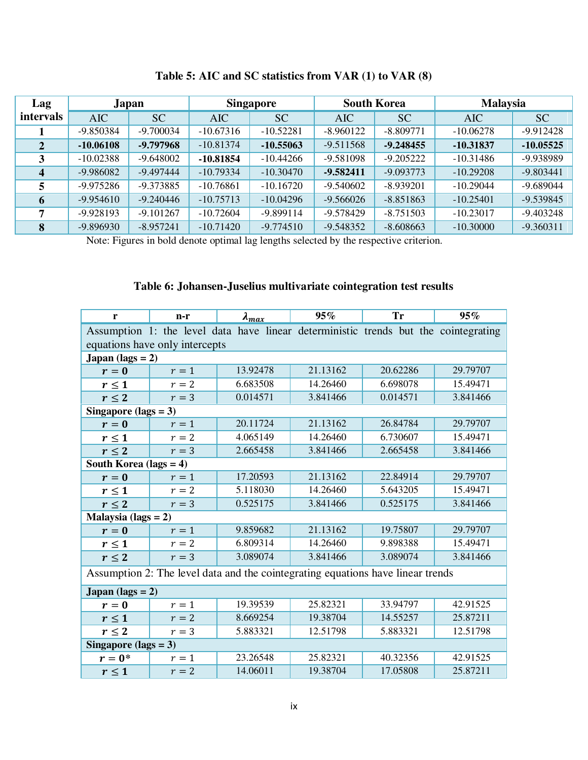**Table 5: AIC and SC statistics from VAR (1) to VAR (8)**

| Lag intervals | Japan | | Singapore | | South Korea | | Malaysia | |
|---|---|---|---|---|---|---|---|---|
| | AIC | SC | AIC | SC | AIC | SC | AIC | SC |
| **1** | -9.850384 | -9.700034 | -10.67316 | -10.52281 | -8.960122 | -8.809771 | -10.06278 | -9.912428 |
| **2** | **-10.06108** | **-9.797968** | -10.81374 | **-10.55063** | -9.511568 | **-9.248455** | **-10.31837** | **-10.05525** |
| **3** | -10.02388 | -9.648002 | **-10.81854** | -10.44266 | -9.581098 | -9.205222 | -10.31486 | -9.938989 |
| **4** | -9.986082 | -9.497444 | -10.79334 | -10.30470 | **-9.582411** | -9.093773 | -10.29208 | -9.803441 |
| **5** | -9.975286 | -9.373885 | -10.76861 | -10.16720 | -9.540602 | -8.939201 | -10.29044 | -9.689044 |
| **6** | -9.954610 | -9.240446 | -10.75713 | -10.04296 | -9.566026 | -8.851863 | -10.25401 | -9.539845 |
| **7** | -9.928193 | -9.101267 | -10.72604 | -9.899114 | -9.578429 | -8.751503 | -10.23017 | -9.403248 |
| **8** | -9.896930 | -8.957241 | -10.71420 | -9.774510 | -9.548352 | -8.608663 | -10.30000 | -9.360311 |

Note: Figures in bold denote optimal lag lengths selected by the respective criterion.

**Table 6: Johansen-Juselius multivariate cointegration test results**

| r | n-r | $\lambda_{max}$ | 95% | Tr | 95% |
|---|---|---|---|---|---|
| Assumption 1: the level data have linear deterministic trends but the cointegrating equations have only intercepts | | | | | |
| **Japan (lags = 2)** | | | | | |
| $r = 0$ | $r = 1$ | 13.92478 | 21.13162 | 20.62286 | 29.79707 |
| $r \leq 1$ | $r = 2$ | 6.683508 | 14.26460 | 6.698078 | 15.49471 |
| $r \leq 2$ | $r = 3$ | 0.014571 | 3.841466 | 0.014571 | 3.841466 |
| **Singapore (lags = 3)** | | | | | |
| $r = 0$ | $r = 1$ | 20.11724 | 21.13162 | 26.84784 | 29.79707 |
| $r \leq 1$ | $r = 2$ | 4.065149 | 14.26460 | 6.730607 | 15.49471 |
| $r \leq 2$ | $r = 3$ | 2.665458 | 3.841466 | 2.665458 | 3.841466 |
| **South Korea (lags = 4)** | | | | | |
| $r = 0$ | $r = 1$ | 17.20593 | 21.13162 | 22.84914 | 29.79707 |
| $r \leq 1$ | $r = 2$ | 5.118030 | 14.26460 | 5.643205 | 15.49471 |
| $r \leq 2$ | $r = 3$ | 0.525175 | 3.841466 | 0.525175 | 3.841466 |
| **Malaysia (lags = 2)** | | | | | |
| $r = 0$ | $r = 1$ | 9.859682 | 21.13162 | 19.75807 | 29.79707 |
| $r \leq 1$ | $r = 2$ | 6.809314 | 14.26460 | 9.898388 | 15.49471 |
| $r \leq 2$ | $r = 3$ | 3.089074 | 3.841466 | 3.089074 | 3.841466 |
| Assumption 2: The level data and the cointegrating equations have linear trends | | | | | |
| **Japan (lags = 2)** | | | | | |
| $r = 0$ | $r = 1$ | 19.39539 | 25.82321 | 33.94797 | 42.91525 |
| $r \leq 1$ | $r = 2$ | 8.669254 | 19.38704 | 14.55257 | 25.87211 |
| $r \leq 2$ | $r = 3$ | 5.883321 | 12.51798 | 5.883321 | 12.51798 |
| **Singapore (lags = 3)** | | | | | |
| $r = 0^*$ | $r = 1$ | 23.26548 | 25.82321 | 40.32356 | 42.91525 |
| $r \leq 1$ | $r = 2$ | 14.06011 | 19.38704 | 17.05808 | 25.87211 |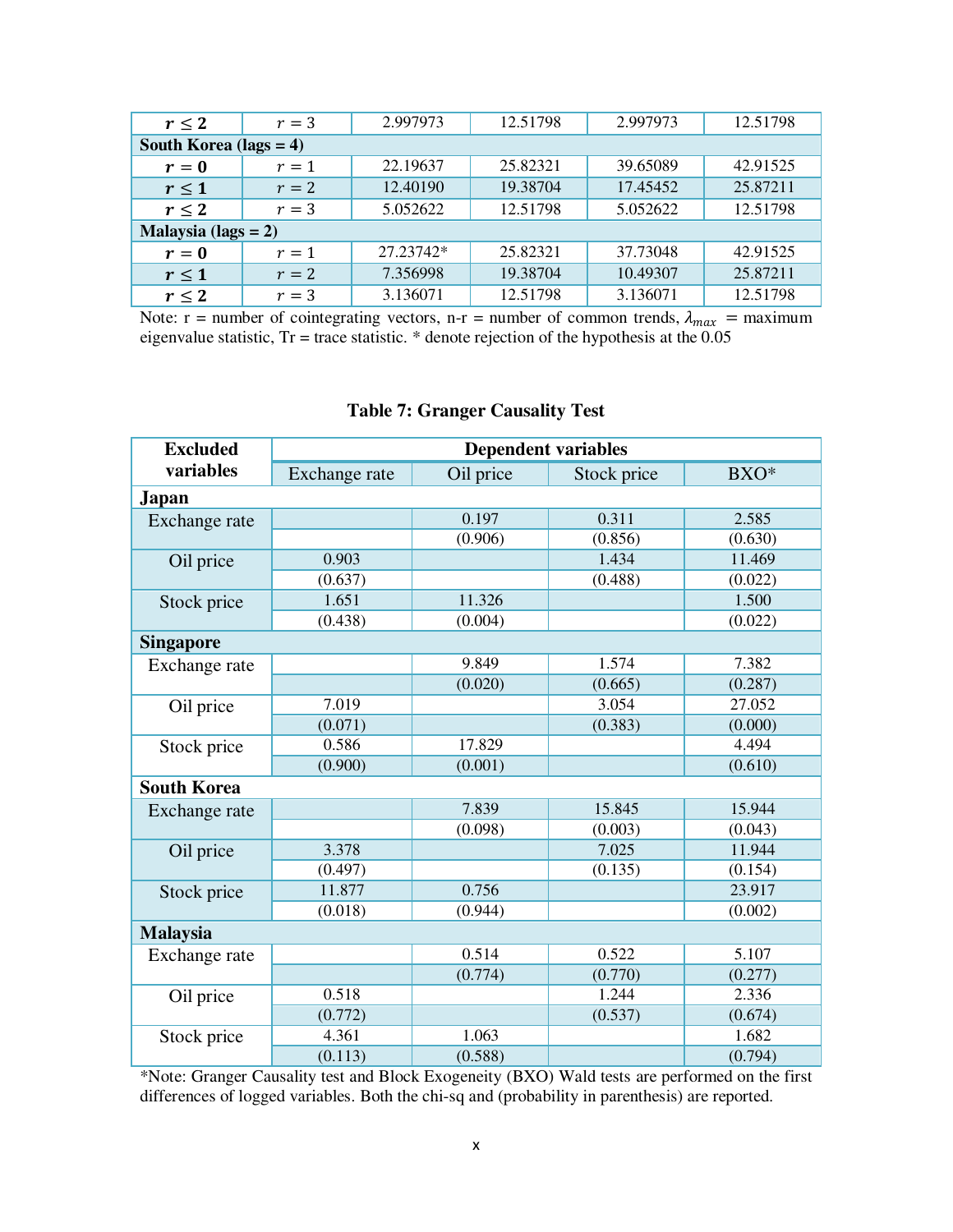| | | | | | |
|---|---|---|---|---|---|
| $r \leq 2$ | $r = 3$ | 2.997973 | 12.51798 | 2.997973 | 12.51798 |
| **South Korea (lags = 4)** | | | | | |
| $r = 0$ | $r = 1$ | 22.19637 | 25.82321 | 39.65089 | 42.91525 |
| $r \leq 1$ | $r = 2$ | 12.40190 | 19.38704 | 17.45452 | 25.87211 |
| $r \leq 2$ | $r = 3$ | 5.052622 | 12.51798 | 5.052622 | 12.51798 |
| **Malaysia (lags = 2)** | | | | | |
| $r = 0$ | $r = 1$ | 27.23742* | 25.82321 | 37.73048 | 42.91525 |
| $r \leq 1$ | $r = 2$ | 7.356998 | 19.38704 | 10.49307 | 25.87211 |
| $r \leq 2$ | $r = 3$ | 3.136071 | 12.51798 | 3.136071 | 12.51798 |

Note: r = number of cointegrating vectors, n-r = number of common trends, $\lambda_{max}$ = maximum eigenvalue statistic, Tr = trace statistic. * denote rejection of the hypothesis at the 0.05

**Table 7: Granger Causality Test**

| Excluded variables | Dependent variables | | | |
|---|---|---|---|---|
| | Exchange rate | Oil price | Stock price | BXO* |
| **Japan** | | | | |
| Exchange rate | | 0.197 | 0.311 | 2.585 |
| | | (0.906) | (0.856) | (0.630) |
| Oil price | 0.903 | | 1.434 | 11.469 |
| | (0.637) | | (0.488) | (0.022) |
| Stock price | 1.651 | 11.326 | | 1.500 |
| | (0.438) | (0.004) | | (0.022) |
| **Singapore** | | | | |
| Exchange rate | | 9.849 | 1.574 | 7.382 |
| | | (0.020) | (0.665) | (0.287) |
| Oil price | 7.019 | | 3.054 | 27.052 |
| | (0.071) | | (0.383) | (0.000) |
| Stock price | 0.586 | 17.829 | | 4.494 |
| | (0.900) | (0.001) | | (0.610) |
| **South Korea** | | | | |
| Exchange rate | | 7.839 | 15.845 | 15.944 |
| | | (0.098) | (0.003) | (0.043) |
| Oil price | 3.378 | | 7.025 | 11.944 |
| | (0.497) | | (0.135) | (0.154) |
| Stock price | 11.877 | 0.756 | | 23.917 |
| | (0.018) | (0.944) | | (0.002) |
| **Malaysia** | | | | |
| Exchange rate | | 0.514 | 0.522 | 5.107 |
| | | (0.774) | (0.770) | (0.277) |
| Oil price | 0.518 | | 1.244 | 2.336 |
| | (0.772) | | (0.537) | (0.674) |
| Stock price | 4.361 | 1.063 | | 1.682 |
| | (0.113) | (0.588) | | (0.794) |

*Note: Granger Causality test and Block Exogeneity (BXO) Wald tests are performed on the first differences of logged variables. Both the chi-sq and (probability in parenthesis) are reported.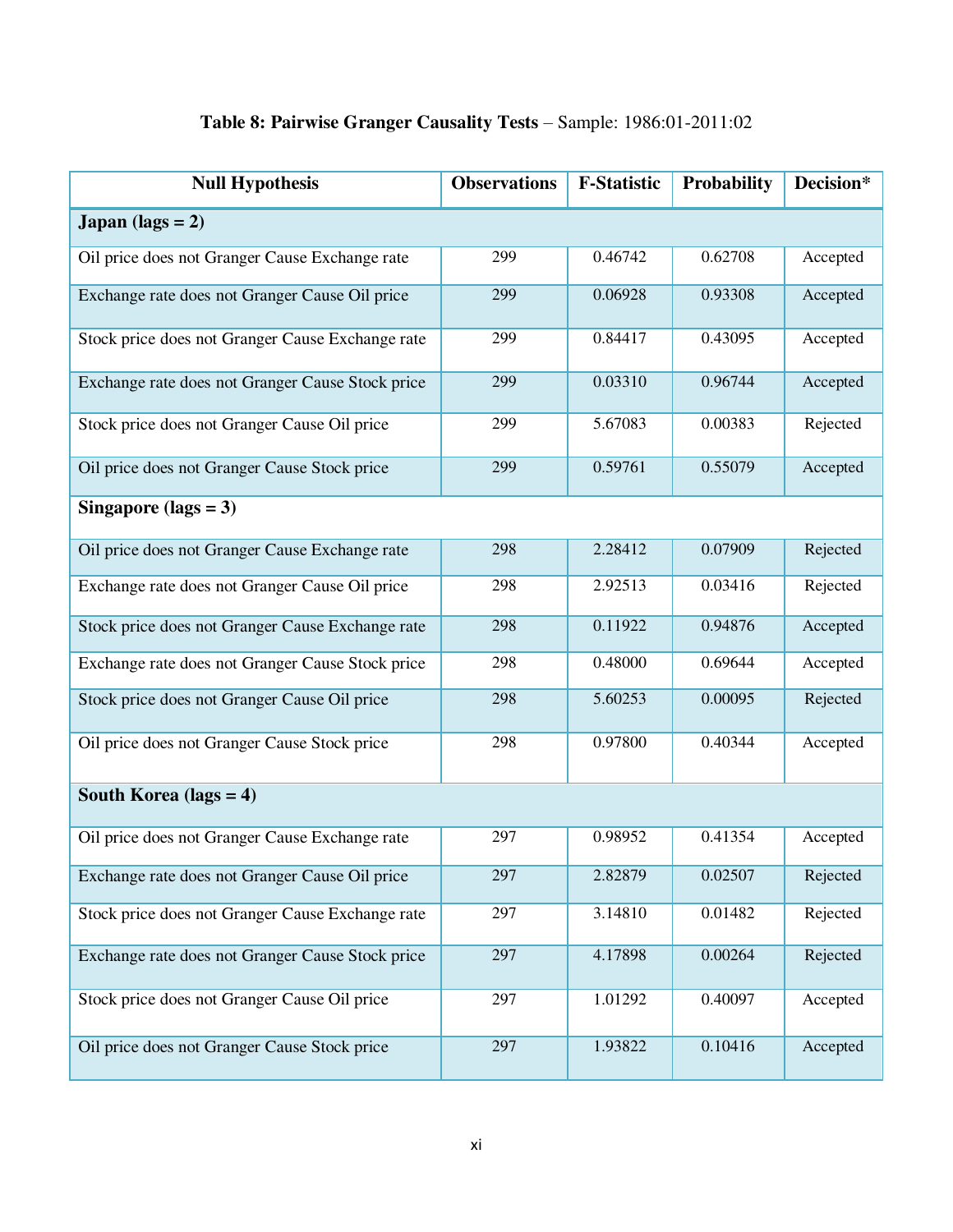**Table 8: Pairwise Granger Causality Tests** – Sample: 1986:01-2011:02

| Null Hypothesis | Observations | F-Statistic | Probability | Decision* |
|---|---|---|---|---|
| **Japan (lags = 2)** | | | | |
| Oil price does not Granger Cause Exchange rate | 299 | 0.46742 | 0.62708 | Accepted |
| Exchange rate does not Granger Cause Oil price | 299 | 0.06928 | 0.93308 | Accepted |
| Stock price does not Granger Cause Exchange rate | 299 | 0.84417 | 0.43095 | Accepted |
| Exchange rate does not Granger Cause Stock price | 299 | 0.03310 | 0.96744 | Accepted |
| Stock price does not Granger Cause Oil price | 299 | 5.67083 | 0.00383 | Rejected |
| Oil price does not Granger Cause Stock price | 299 | 0.59761 | 0.55079 | Accepted |
| **Singapore (lags = 3)** | | | | |
| Oil price does not Granger Cause Exchange rate | 298 | 2.28412 | 0.07909 | Rejected |
| Exchange rate does not Granger Cause Oil price | 298 | 2.92513 | 0.03416 | Rejected |
| Stock price does not Granger Cause Exchange rate | 298 | 0.11922 | 0.94876 | Accepted |
| Exchange rate does not Granger Cause Stock price | 298 | 0.48000 | 0.69644 | Accepted |
| Stock price does not Granger Cause Oil price | 298 | 5.60253 | 0.00095 | Rejected |
| Oil price does not Granger Cause Stock price | 298 | 0.97800 | 0.40344 | Accepted |
| **South Korea (lags = 4)** | | | | |
| Oil price does not Granger Cause Exchange rate | 297 | 0.98952 | 0.41354 | Accepted |
| Exchange rate does not Granger Cause Oil price | 297 | 2.82879 | 0.02507 | Rejected |
| Stock price does not Granger Cause Exchange rate | 297 | 3.14810 | 0.01482 | Rejected |
| Exchange rate does not Granger Cause Stock price | 297 | 4.17898 | 0.00264 | Rejected |
| Stock price does not Granger Cause Oil price | 297 | 1.01292 | 0.40097 | Accepted |
| Oil price does not Granger Cause Stock price | 297 | 1.93822 | 0.10416 | Accepted |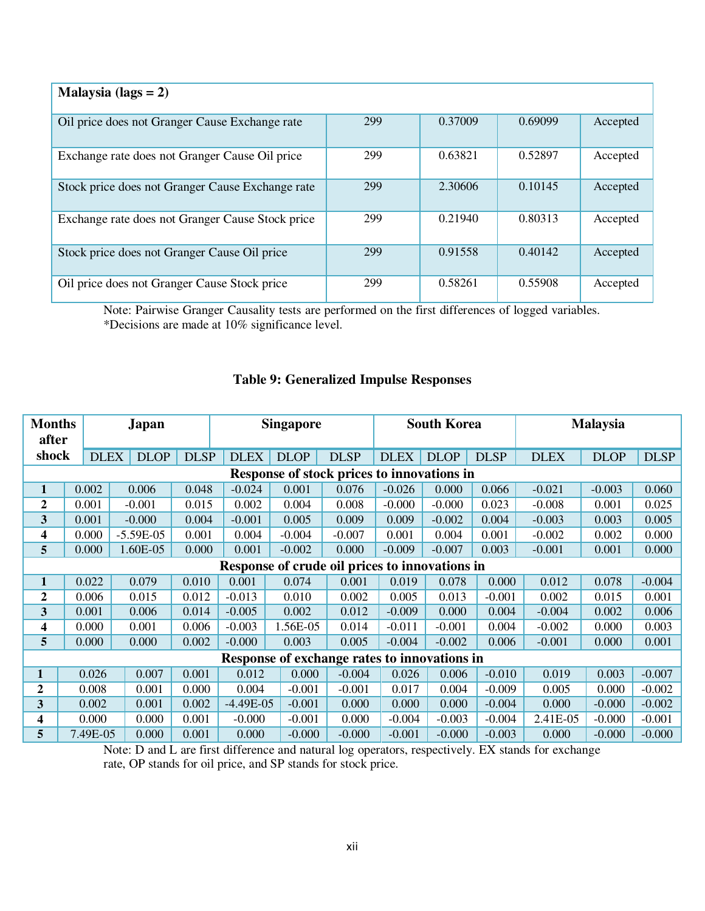| Malaysia (lags = 2) | | | | |
|---|---|---|---|---|
| Oil price does not Granger Cause Exchange rate | 299 | 0.37009 | 0.69099 | Accepted |
| Exchange rate does not Granger Cause Oil price | 299 | 0.63821 | 0.52897 | Accepted |
| Stock price does not Granger Cause Exchange rate | 299 | 2.30606 | 0.10145 | Accepted |
| Exchange rate does not Granger Cause Stock price | 299 | 0.21940 | 0.80313 | Accepted |
| Stock price does not Granger Cause Oil price | 299 | 0.91558 | 0.40142 | Accepted |
| Oil price does not Granger Cause Stock price | 299 | 0.58261 | 0.55908 | Accepted |

Note: Pairwise Granger Causality tests are performed on the first differences of logged variables.
*Decisions are made at 10% significance level.

**Table 9: Generalized Impulse Responses**

| Months after shock | Japan | | | Singapore | | | South Korea | | | Malaysia | | |
|---|---|---|---|---|---|---|---|---|---|---|---|---|
| | DLEX | DLOP | DLSP | DLEX | DLOP | DLSP | DLEX | DLOP | DLSP | DLEX | DLOP | DLSP |
| **Response of stock prices to innovations in** | | | | | | | | | | | | |
| **1** | 0.002 | 0.006 | 0.048 | -0.024 | 0.001 | 0.076 | -0.026 | 0.000 | 0.066 | -0.021 | -0.003 | 0.060 |
| **2** | 0.001 | -0.001 | 0.015 | 0.002 | 0.004 | 0.008 | -0.000 | -0.000 | 0.023 | -0.008 | 0.001 | 0.025 |
| **3** | 0.001 | -0.000 | 0.004 | -0.001 | 0.005 | 0.009 | 0.009 | -0.002 | 0.004 | -0.003 | 0.003 | 0.005 |
| **4** | 0.000 | -5.59E-05 | 0.001 | 0.004 | -0.004 | -0.007 | 0.001 | 0.004 | 0.001 | -0.002 | 0.002 | 0.000 |
| **5** | 0.000 | 1.60E-05 | 0.000 | 0.001 | -0.002 | 0.000 | -0.009 | -0.007 | 0.003 | -0.001 | 0.001 | 0.000 |
| **Response of crude oil prices to innovations in** | | | | | | | | | | | | |
| **1** | 0.022 | 0.079 | 0.010 | 0.001 | 0.074 | 0.001 | 0.019 | 0.078 | 0.000 | 0.012 | 0.078 | -0.004 |
| **2** | 0.006 | 0.015 | 0.012 | -0.013 | 0.010 | 0.002 | 0.005 | 0.013 | -0.001 | 0.002 | 0.015 | 0.001 |
| **3** | 0.001 | 0.006 | 0.014 | -0.005 | 0.002 | 0.012 | -0.009 | 0.000 | 0.004 | -0.004 | 0.002 | 0.006 |
| **4** | 0.000 | 0.001 | 0.006 | -0.003 | 1.56E-05 | 0.014 | -0.011 | -0.001 | 0.004 | -0.002 | 0.000 | 0.003 |
| **5** | 0.000 | 0.000 | 0.002 | -0.000 | 0.003 | 0.005 | -0.004 | -0.002 | 0.006 | -0.001 | 0.000 | 0.001 |
| **Response of exchange rates to innovations in** | | | | | | | | | | | | |
| **1** | 0.026 | 0.007 | 0.001 | 0.012 | 0.000 | -0.004 | 0.026 | 0.006 | -0.010 | 0.019 | 0.003 | -0.007 |
| **2** | 0.008 | 0.001 | 0.000 | 0.004 | -0.001 | -0.001 | 0.017 | 0.004 | -0.009 | 0.005 | 0.000 | -0.002 |
| **3** | 0.002 | 0.001 | 0.002 | -4.49E-05 | -0.001 | 0.000 | 0.000 | 0.000 | -0.004 | 0.000 | -0.000 | -0.002 |
| **4** | 0.000 | 0.000 | 0.001 | -0.000 | -0.001 | 0.000 | -0.004 | -0.003 | -0.004 | 2.41E-05 | -0.000 | -0.001 |
| **5** | 7.49E-05 | 0.000 | 0.001 | 0.000 | -0.000 | -0.000 | -0.001 | -0.000 | -0.003 | 0.000 | -0.000 | -0.000 |

Note: D and L are first difference and natural log operators, respectively. EX stands for exchange rate, OP stands for oil price, and SP stands for stock price.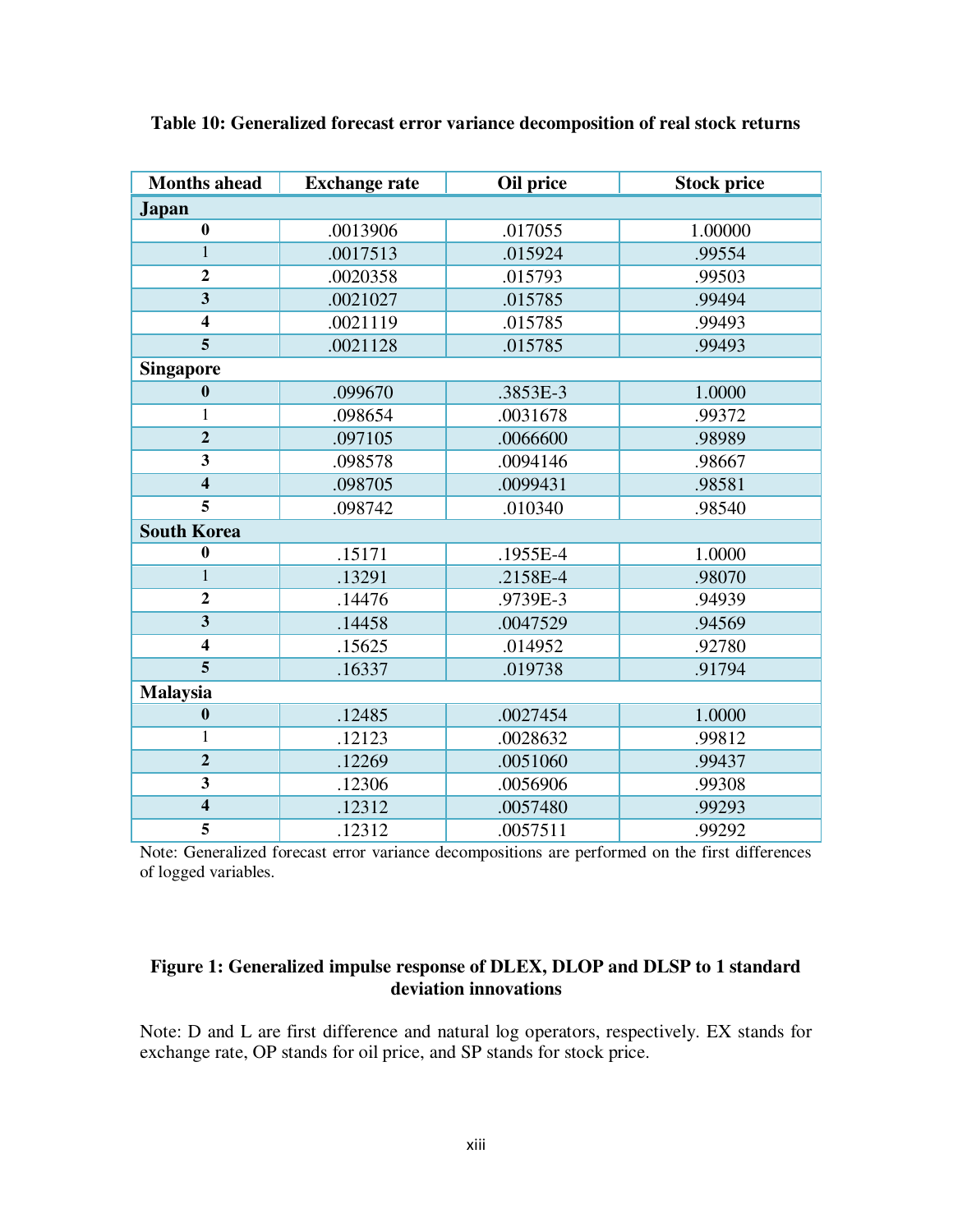**Table 10: Generalized forecast error variance decomposition of real stock returns**

| Months ahead | Exchange rate | Oil price | Stock price |
|---|---|---|---|
| **Japan** | | | |
| **0** | .0013906 | .017055 | 1.00000 |
| 1 | .0017513 | .015924 | .99554 |
| **2** | .0020358 | .015793 | .99503 |
| **3** | .0021027 | .015785 | .99494 |
| **4** | .0021119 | .015785 | .99493 |
| **5** | .0021128 | .015785 | .99493 |
| **Singapore** | | | |
| **0** | .099670 | .3853E-3 | 1.0000 |
| 1 | .098654 | .0031678 | .99372 |
| **2** | .097105 | .0066600 | .98989 |
| **3** | .098578 | .0094146 | .98667 |
| **4** | .098705 | .0099431 | .98581 |
| **5** | .098742 | .010340 | .98540 |
| **South Korea** | | | |
| **0** | .15171 | .1955E-4 | 1.0000 |
| 1 | .13291 | .2158E-4 | .98070 |
| **2** | .14476 | .9739E-3 | .94939 |
| **3** | .14458 | .0047529 | .94569 |
| **4** | .15625 | .014952 | .92780 |
| **5** | .16337 | .019738 | .91794 |
| **Malaysia** | | | |
| **0** | .12485 | .0027454 | 1.0000 |
| 1 | .12123 | .0028632 | .99812 |
| **2** | .12269 | .0051060 | .99437 |
| **3** | .12306 | .0056906 | .99308 |
| **4** | .12312 | .0057480 | .99293 |
| **5** | .12312 | .0057511 | .99292 |

Note: Generalized forecast error variance decompositions are performed on the first differences of logged variables.

**Figure 1: Generalized impulse response of DLEX, DLOP and DLSP to 1 standard deviation innovations**

Note: D and L are first difference and natural log operators, respectively. EX stands for exchange rate, OP stands for oil price, and SP stands for stock price.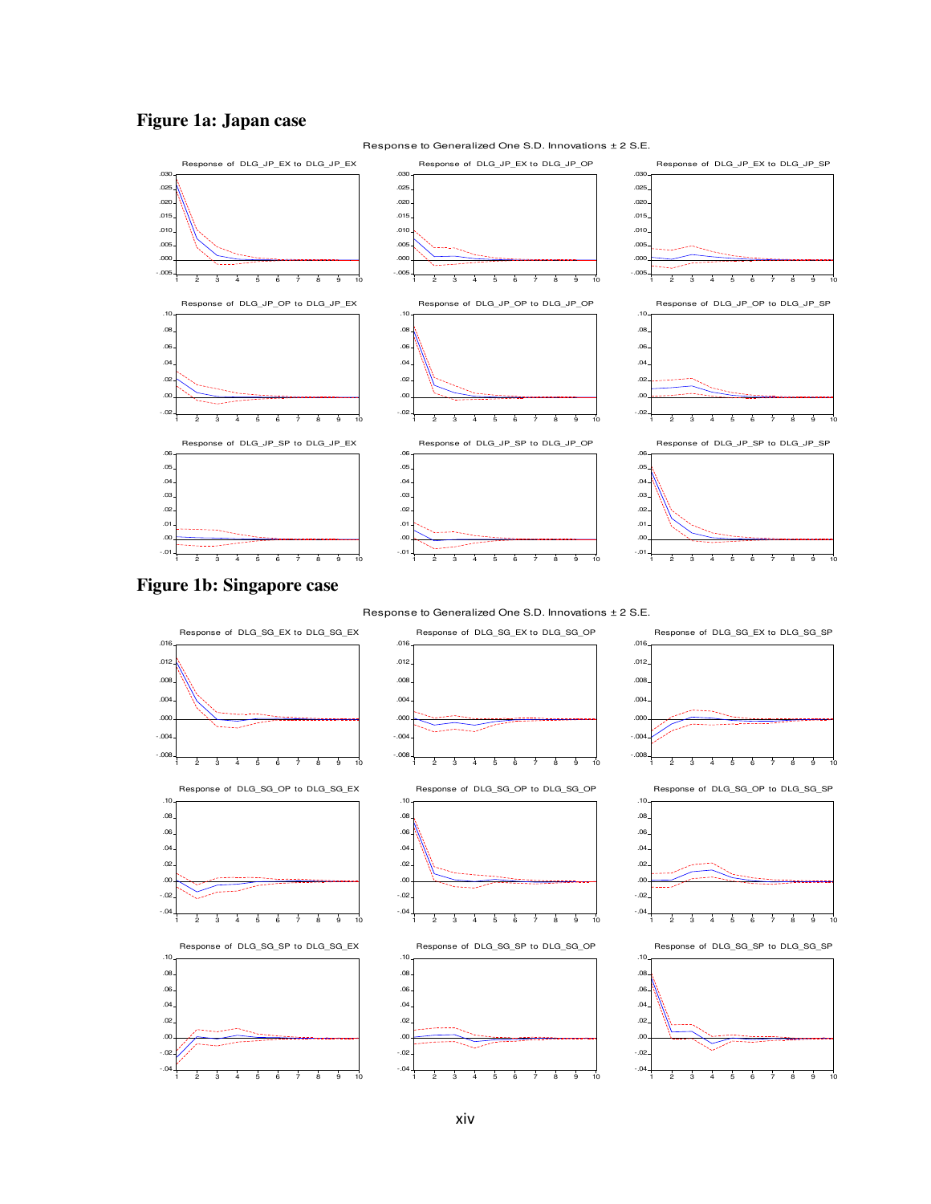# Figure 1a: Japan case

Response to Generalized One S.D. Innovations ± 2 S.E.

Response of DLG_JP_EX to DLG_JP_EX

Response of DLG_JP_EX to DLG_JP_OP

Response of DLG_JP_EX to DLG_JP_SP

Response of DLG_JP_OP to DLG_JP_EX

Response of DLG_JP_OP to DLG_JP_OP

Response of DLG_JP_OP to DLG_JP_SP

Response of DLG_JP_SP to DLG_JP_EX

Response of DLG_JP_SP to DLG_JP_OP

Response of DLG_JP_SP to DLG_JP_SP

# Figure 1b: Singapore case

Response to Generalized One S.D. Innovations ± 2 S.E.

Response of DLG_SG_EX to DLG_SG_EX

Response of DLG_SG_EX to DLG_SG_OP

Response of DLG_SG_EX to DLG_SG_SP

Response of DLG_SG_OP to DLG_SG_EX

Response of DLG_SG_OP to DLG_SG_OP

Response of DLG_SG_OP to DLG_SG_SP

Response of DLG_SG_SP to DLG_SG_EX

Response of DLG_SG_SP to DLG_SG_OP

Response of DLG_SG_SP to DLG_SG_SP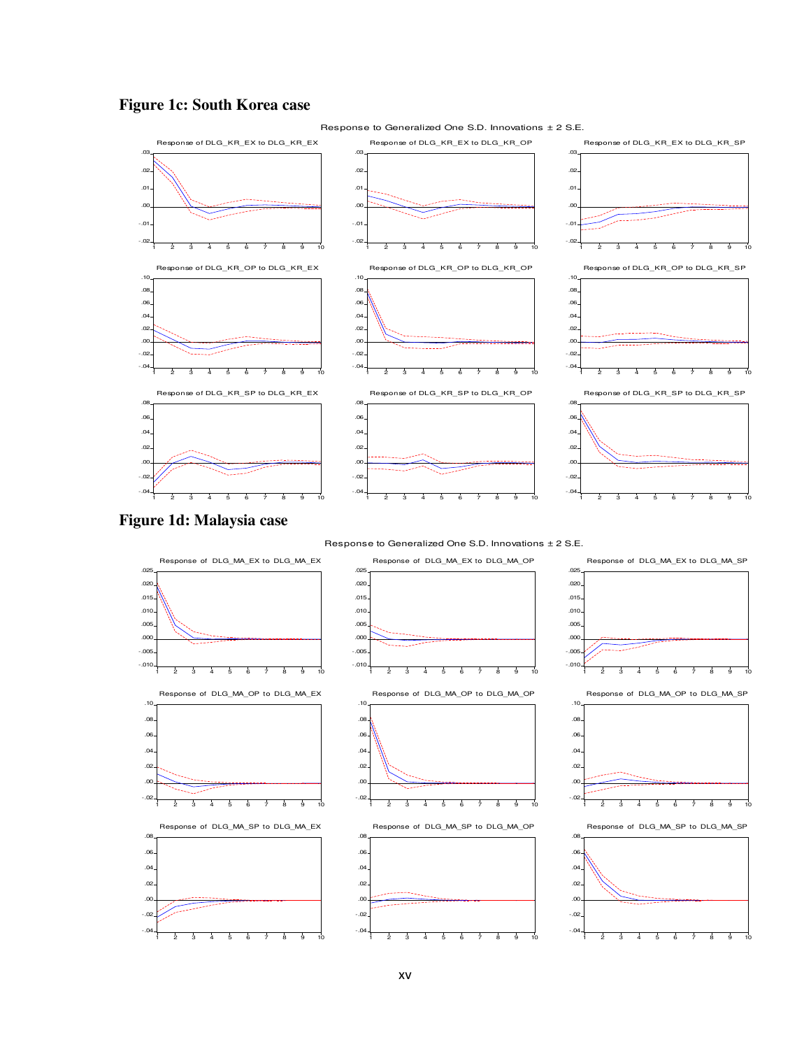## Figure 1c: South Korea case

Response to Generalized One S.D. Innovations ± 2 S.E.

Response of DLG_KR_EX to DLG_KR_EX

Response of DLG_KR_EX to DLG_KR_OP

Response of DLG_KR_EX to DLG_KR_SP

Response of DLG_KR_OP to DLG_KR_EX

Response of DLG_KR_OP to DLG_KR_OP

Response of DLG_KR_OP to DLG_KR_SP

Response of DLG_KR_SP to DLG_KR_EX

Response of DLG_KR_SP to DLG_KR_OP

Response of DLG_KR_SP to DLG_KR_SP

## Figure 1d: Malaysia case

Response to Generalized One S.D. Innovations ± 2 S.E.

Response of DLG_MA_EX to DLG_MA_EX

Response of DLG_MA_EX to DLG_MA_OP

Response of DLG_MA_EX to DLG_MA_SP

Response of DLG_MA_OP to DLG_MA_EX

Response of DLG_MA_OP to DLG_MA_OP

Response of DLG_MA_OP to DLG_MA_SP

Response of DLG_MA_SP to DLG_MA_EX

Response of DLG_MA_SP to DLG_MA_OP

Response of DLG_MA_SP to DLG_MA_SP